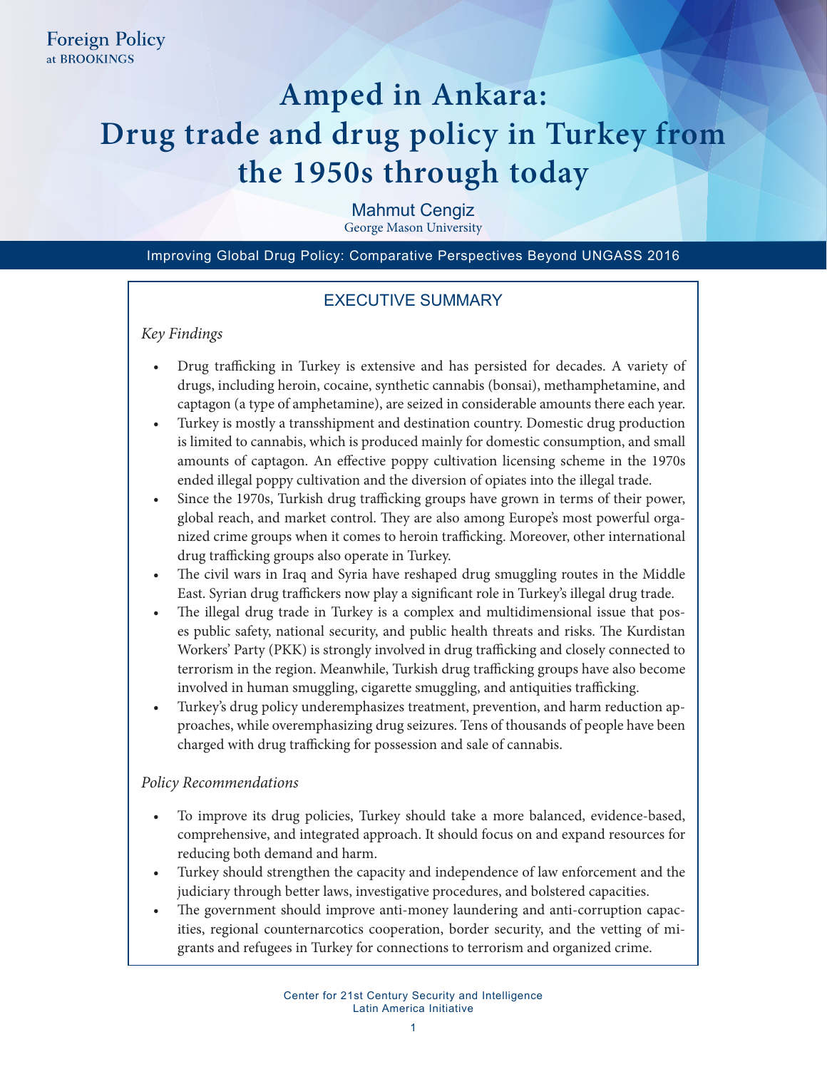Foreign Policy
at BROOKINGS

# Amped in Ankara: Drug trade and drug policy in Turkey from the 1950s through today

Mahmut Cengiz
George Mason University

Improving Global Drug Policy: Comparative Perspectives Beyond UNGASS 2016

## EXECUTIVE SUMMARY

*Key Findings*

- Drug trafficking in Turkey is extensive and has persisted for decades. A variety of drugs, including heroin, cocaine, synthetic cannabis (bonsai), methamphetamine, and captagon (a type of amphetamine), are seized in considerable amounts there each year.
- Turkey is mostly a transshipment and destination country. Domestic drug production is limited to cannabis, which is produced mainly for domestic consumption, and small amounts of captagon. An effective poppy cultivation licensing scheme in the 1970s ended illegal poppy cultivation and the diversion of opiates into the illegal trade.
- Since the 1970s, Turkish drug trafficking groups have grown in terms of their power, global reach, and market control. They are also among Europe's most powerful organized crime groups when it comes to heroin trafficking. Moreover, other international drug trafficking groups also operate in Turkey.
- The civil wars in Iraq and Syria have reshaped drug smuggling routes in the Middle East. Syrian drug traffickers now play a significant role in Turkey's illegal drug trade.
- The illegal drug trade in Turkey is a complex and multidimensional issue that poses public safety, national security, and public health threats and risks. The Kurdistan Workers' Party (PKK) is strongly involved in drug trafficking and closely connected to terrorism in the region. Meanwhile, Turkish drug trafficking groups have also become involved in human smuggling, cigarette smuggling, and antiquities trafficking.
- Turkey's drug policy underemphasizes treatment, prevention, and harm reduction approaches, while overemphasizing drug seizures. Tens of thousands of people have been charged with drug trafficking for possession and sale of cannabis.

*Policy Recommendations*

- To improve its drug policies, Turkey should take a more balanced, evidence-based, comprehensive, and integrated approach. It should focus on and expand resources for reducing both demand and harm.
- Turkey should strengthen the capacity and independence of law enforcement and the judiciary through better laws, investigative procedures, and bolstered capacities.
- The government should improve anti-money laundering and anti-corruption capacities, regional counternarcotics cooperation, border security, and the vetting of migrants and refugees in Turkey for connections to terrorism and organized crime.

Center for 21st Century Security and Intelligence
Latin America Initiative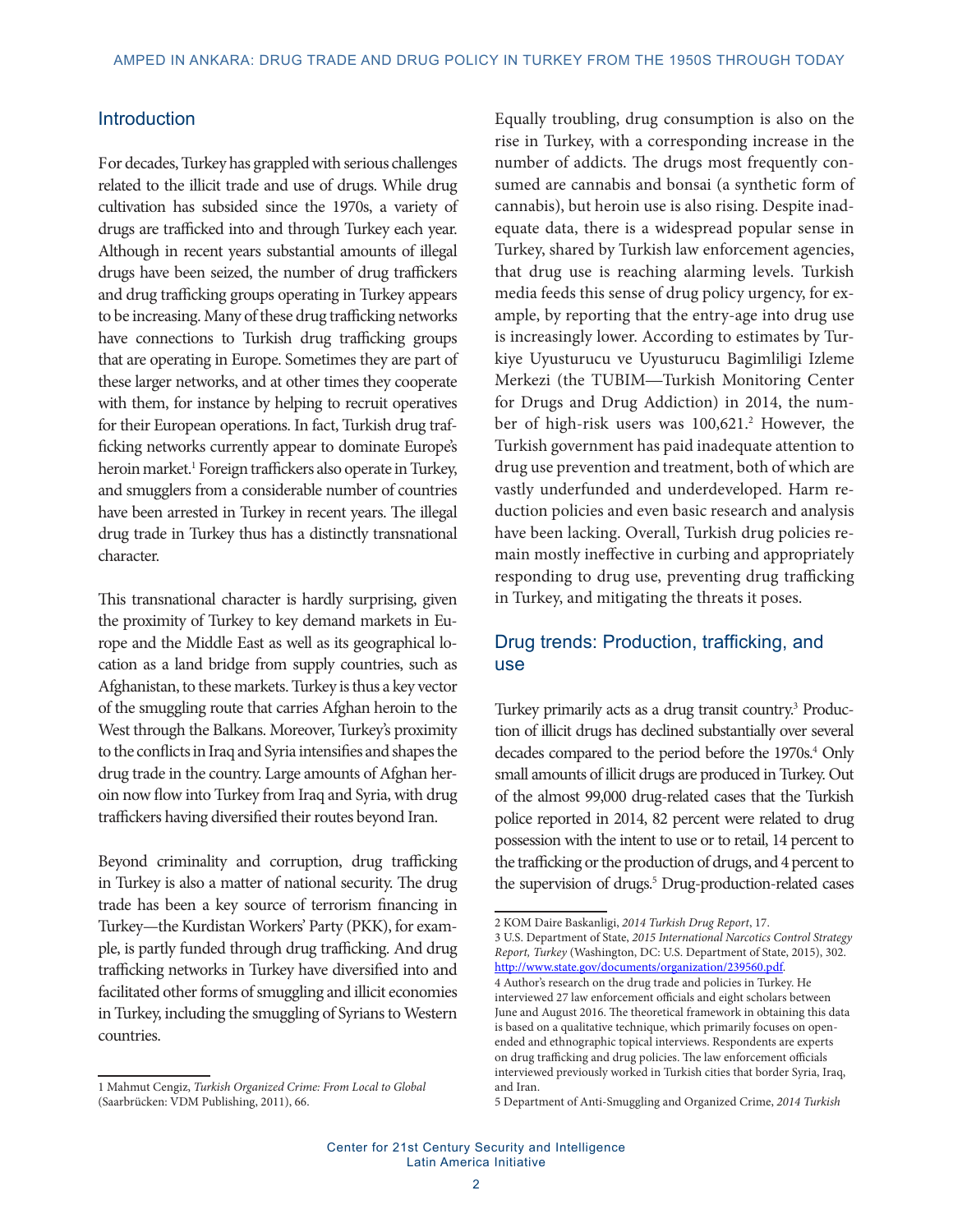## Introduction

For decades, Turkey has grappled with serious challenges related to the illicit trade and use of drugs. While drug cultivation has subsided since the 1970s, a variety of drugs are trafficked into and through Turkey each year. Although in recent years substantial amounts of illegal drugs have been seized, the number of drug traffickers and drug trafficking groups operating in Turkey appears to be increasing. Many of these drug trafficking networks have connections to Turkish drug trafficking groups that are operating in Europe. Sometimes they are part of these larger networks, and at other times they cooperate with them, for instance by helping to recruit operatives for their European operations. In fact, Turkish drug trafficking networks currently appear to dominate Europe's heroin market.[1] Foreign traffickers also operate in Turkey, and smugglers from a considerable number of countries have been arrested in Turkey in recent years. The illegal drug trade in Turkey thus has a distinctly transnational character.

This transnational character is hardly surprising, given the proximity of Turkey to key demand markets in Europe and the Middle East as well as its geographical location as a land bridge from supply countries, such as Afghanistan, to these markets. Turkey is thus a key vector of the smuggling route that carries Afghan heroin to the West through the Balkans. Moreover, Turkey's proximity to the conflicts in Iraq and Syria intensifies and shapes the drug trade in the country. Large amounts of Afghan heroin now flow into Turkey from Iraq and Syria, with drug traffickers having diversified their routes beyond Iran.

Beyond criminality and corruption, drug trafficking in Turkey is also a matter of national security. The drug trade has been a key source of terrorism financing in Turkey—the Kurdistan Workers' Party (PKK), for example, is partly funded through drug trafficking. And drug trafficking networks in Turkey have diversified into and facilitated other forms of smuggling and illicit economies in Turkey, including the smuggling of Syrians to Western countries.

Equally troubling, drug consumption is also on the rise in Turkey, with a corresponding increase in the number of addicts. The drugs most frequently consumed are cannabis and bonsai (a synthetic form of cannabis), but heroin use is also rising. Despite inadequate data, there is a widespread popular sense in Turkey, shared by Turkish law enforcement agencies, that drug use is reaching alarming levels. Turkish media feeds this sense of drug policy urgency, for example, by reporting that the entry-age into drug use is increasingly lower. According to estimates by Turkiye Uyusturucu ve Uyusturucu Bagimliligi Izleme Merkezi (the TUBIM—Turkish Monitoring Center for Drugs and Drug Addiction) in 2014, the number of high-risk users was 100,621.[2] However, the Turkish government has paid inadequate attention to drug use prevention and treatment, both of which are vastly underfunded and underdeveloped. Harm reduction policies and even basic research and analysis have been lacking. Overall, Turkish drug policies remain mostly ineffective in curbing and appropriately responding to drug use, preventing drug trafficking in Turkey, and mitigating the threats it poses.

## Drug trends: Production, trafficking, and use

Turkey primarily acts as a drug transit country.[3] Production of illicit drugs has declined substantially over several decades compared to the period before the 1970s.[4] Only small amounts of illicit drugs are produced in Turkey. Out of the almost 99,000 drug-related cases that the Turkish police reported in 2014, 82 percent were related to drug possession with the intent to use or to retail, 14 percent to the trafficking or the production of drugs, and 4 percent to the supervision of drugs.[5] Drug-production-related cases

---

1 Mahmut Cengiz, *Turkish Organized Crime: From Local to Global* (Saarbrücken: VDM Publishing, 2011), 66.

2 KOM Daire Baskanligi, *2014 Turkish Drug Report*, 17.

3 U.S. Department of State, *2015 International Narcotics Control Strategy Report, Turkey* (Washington, DC: U.S. Department of State, 2015), 302. http://www.state.gov/documents/organization/239560.pdf.

4 Author's research on the drug trade and policies in Turkey. He interviewed 27 law enforcement officials and eight scholars between June and August 2016. The theoretical framework in obtaining this data is based on a qualitative technique, which primarily focuses on open-ended and ethnographic topical interviews. Respondents are experts on drug trafficking and drug policies. The law enforcement officials interviewed previously worked in Turkish cities that border Syria, Iraq, and Iran.

5 Department of Anti-Smuggling and Organized Crime, *2014 Turkish*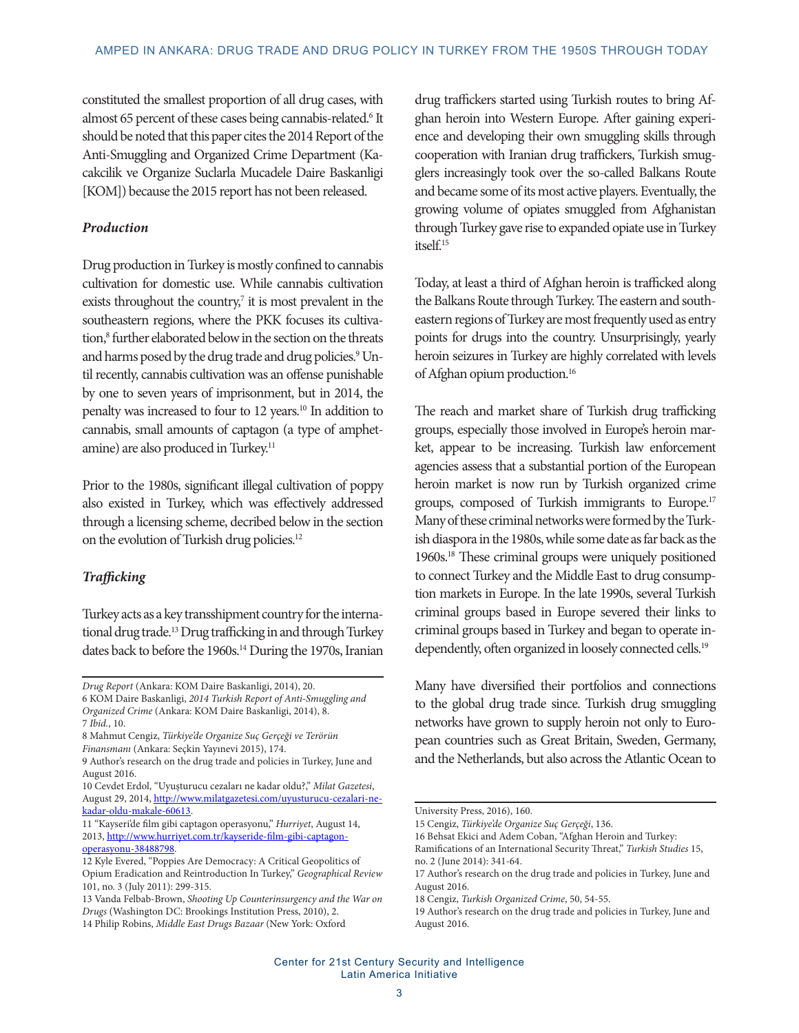constituted the smallest proportion of all drug cases, with almost 65 percent of these cases being cannabis-related.[6] It should be noted that this paper cites the 2014 Report of the Anti-Smuggling and Organized Crime Department (Kacakcilik ve Organize Suclarla Mucadele Daire Baskanligi [KOM]) because the 2015 report has not been released.

### *Production*

Drug production in Turkey is mostly confined to cannabis cultivation for domestic use. While cannabis cultivation exists throughout the country,[7] it is most prevalent in the southeastern regions, where the PKK focuses its cultivation,[8] further elaborated below in the section on the threats and harms posed by the drug trade and drug policies.[9] Until recently, cannabis cultivation was an offense punishable by one to seven years of imprisonment, but in 2014, the penalty was increased to four to 12 years.[10] In addition to cannabis, small amounts of captagon (a type of amphetamine) are also produced in Turkey.[11]

Prior to the 1980s, significant illegal cultivation of poppy also existed in Turkey, which was effectively addressed through a licensing scheme, decribed below in the section on the evolution of Turkish drug policies.[12]

### *Trafficking*

Turkey acts as a key transshipment country for the international drug trade.[13] Drug trafficking in and through Turkey dates back to before the 1960s.[14] During the 1970s, Iranian drug traffickers started using Turkish routes to bring Afghan heroin into Western Europe. After gaining experience and developing their own smuggling skills through cooperation with Iranian drug traffickers, Turkish smugglers increasingly took over the so-called Balkans Route and became some of its most active players. Eventually, the growing volume of opiates smuggled from Afghanistan through Turkey gave rise to expanded opiate use in Turkey itself.[15]

Today, at least a third of Afghan heroin is trafficked along the Balkans Route through Turkey. The eastern and southeastern regions of Turkey are most frequently used as entry points for drugs into the country. Unsurprisingly, yearly heroin seizures in Turkey are highly correlated with levels of Afghan opium production.[16]

The reach and market share of Turkish drug trafficking groups, especially those involved in Europe's heroin market, appear to be increasing. Turkish law enforcement agencies assess that a substantial portion of the European heroin market is now run by Turkish organized crime groups, composed of Turkish immigrants to Europe.[17] Many of these criminal networks were formed by the Turkish diaspora in the 1980s, while some date as far back as the 1960s.[18] These criminal groups were uniquely positioned to connect Turkey and the Middle East to drug consumption markets in Europe. In the late 1990s, several Turkish criminal groups based in Europe severed their links to criminal groups based in Turkey and began to operate independently, often organized in loosely connected cells.[19]

Many have diversified their portfolios and connections to the global drug trade since. Turkish drug smuggling networks have grown to supply heroin not only to European countries such as Great Britain, Sweden, Germany, and the Netherlands, but also across the Atlantic Ocean to

---

*Drug Report* (Ankara: KOM Daire Baskanligi, 2014), 20.

6 KOM Daire Baskanligi, *2014 Turkish Report of Anti-Smuggling and Organized Crime* (Ankara: KOM Daire Baskanligi, 2014), 8.

7 *Ibid.*, 10.

8 Mahmut Cengiz, *Türkiye'de Organize Suç Gerçeği ve Terörün Finansmanı* (Ankara: Seçkin Yayınevi 2015), 174.

9 Author's research on the drug trade and policies in Turkey, June and August 2016.

10 Cevdet Erdol, "Uyuşturucu cezaları ne kadar oldu?," *Milat Gazetesi*, August 29, 2014, http://www.milatgazetesi.com/uyusturucu-cezalari-ne-kadar-oldu-makale-60613.

11 "Kayseri'de film gibi captagon operasyonu," *Hurriyet*, August 14, 2013, http://www.hurriyet.com.tr/kayseride-film-gibi-captagon-operasyonu-38488798.

12 Kyle Evered, "Poppies Are Democracy: A Critical Geopolitics of Opium Eradication and Reintroduction In Turkey," *Geographical Review* 101, no. 3 (July 2011): 299-315.

13 Vanda Felbab-Brown, *Shooting Up Counterinsurgency and the War on Drugs* (Washington DC: Brookings Institution Press, 2010), 2.

14 Philip Robins, *Middle East Drugs Bazaar* (New York: Oxford University Press, 2016), 160.

15 Cengiz, *Türkiye'de Organize Suç Gerçeği*, 136.

16 Behsat Ekici and Adem Coban, "Afghan Heroin and Turkey: Ramifications of an International Security Threat," *Turkish Studies* 15, no. 2 (June 2014): 341-64.

17 Author's research on the drug trade and policies in Turkey, June and August 2016.

18 Cengiz, *Turkish Organized Crime*, 50, 54-55.

19 Author's research on the drug trade and policies in Turkey, June and August 2016.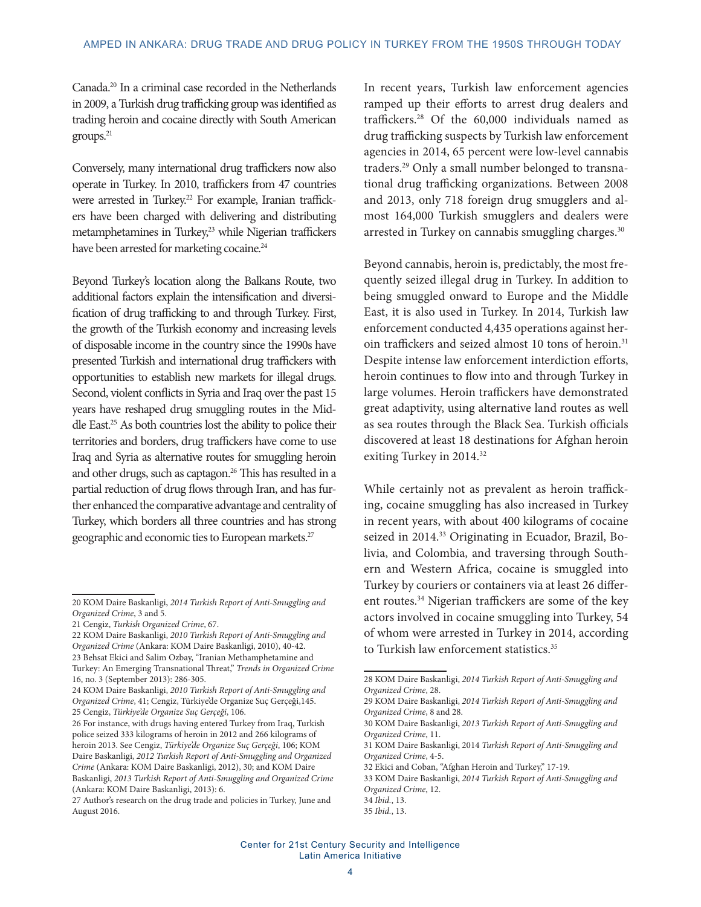Canada.[20] In a criminal case recorded in the Netherlands in 2009, a Turkish drug trafficking group was identified as trading heroin and cocaine directly with South American groups.[21]

Conversely, many international drug traffickers now also operate in Turkey. In 2010, traffickers from 47 countries were arrested in Turkey.[22] For example, Iranian traffickers have been charged with delivering and distributing metamphetamines in Turkey,[23] while Nigerian traffickers have been arrested for marketing cocaine.[24]

Beyond Turkey's location along the Balkans Route, two additional factors explain the intensification and diversification of drug trafficking to and through Turkey. First, the growth of the Turkish economy and increasing levels of disposable income in the country since the 1990s have presented Turkish and international drug traffickers with opportunities to establish new markets for illegal drugs. Second, violent conflicts in Syria and Iraq over the past 15 years have reshaped drug smuggling routes in the Middle East.[25] As both countries lost the ability to police their territories and borders, drug traffickers have come to use Iraq and Syria as alternative routes for smuggling heroin and other drugs, such as captagon.[26] This has resulted in a partial reduction of drug flows through Iran, and has further enhanced the comparative advantage and centrality of Turkey, which borders all three countries and has strong geographic and economic ties to European markets.[27]

In recent years, Turkish law enforcement agencies ramped up their efforts to arrest drug dealers and traffickers.[28] Of the 60,000 individuals named as drug trafficking suspects by Turkish law enforcement agencies in 2014, 65 percent were low-level cannabis traders.[29] Only a small number belonged to transnational drug trafficking organizations. Between 2008 and 2013, only 718 foreign drug smugglers and almost 164,000 Turkish smugglers and dealers were arrested in Turkey on cannabis smuggling charges.[30]

Beyond cannabis, heroin is, predictably, the most frequently seized illegal drug in Turkey. In addition to being smuggled onward to Europe and the Middle East, it is also used in Turkey. In 2014, Turkish law enforcement conducted 4,435 operations against heroin traffickers and seized almost 10 tons of heroin.[31] Despite intense law enforcement interdiction efforts, heroin continues to flow into and through Turkey in large volumes. Heroin traffickers have demonstrated great adaptivity, using alternative land routes as well as sea routes through the Black Sea. Turkish officials discovered at least 18 destinations for Afghan heroin exiting Turkey in 2014.[32]

While certainly not as prevalent as heroin trafficking, cocaine smuggling has also increased in Turkey in recent years, with about 400 kilograms of cocaine seized in 2014.[33] Originating in Ecuador, Brazil, Bolivia, and Colombia, and traversing through Southern and Western Africa, cocaine is smuggled into Turkey by couriers or containers via at least 26 different routes.[34] Nigerian traffickers are some of the key actors involved in cocaine smuggling into Turkey, 54 of whom were arrested in Turkey in 2014, according to Turkish law enforcement statistics.[35]

---

20 KOM Daire Baskanligi, *2014 Turkish Report of Anti-Smuggling and Organized Crime*, 3 and 5.

21 Cengiz, *Turkish Organized Crime*, 67.

22 KOM Daire Baskanligi, *2010 Turkish Report of Anti-Smuggling and Organized Crime* (Ankara: KOM Daire Baskanligi, 2010), 40-42.

23 Behsat Ekici and Salim Ozbay, "Iranian Methamphetamine and Turkey: An Emerging Transnational Threat," *Trends in Organized Crime* 16, no. 3 (September 2013): 286-305.

24 KOM Daire Baskanligi, *2010 Turkish Report of Anti-Smuggling and Organized Crime*, 41; Cengiz, Türkiye'de Organize Suç Gerçeği,145.

25 Cengiz, *Türkiye'de Organize Suç Gerçeği*, 106.

26 For instance, with drugs having entered Turkey from Iraq, Turkish police seized 333 kilograms of heroin in 2012 and 266 kilograms of heroin 2013. See Cengiz, *Türkiye'de Organize Suç Gerçeği*, 106; KOM Daire Baskanligi, *2012 Turkish Report of Anti-Smuggling and Organized Crime* (Ankara: KOM Daire Baskanligi, 2012), 30; and KOM Daire Baskanligi, *2013 Turkish Report of Anti-Smuggling and Organized Crime* (Ankara: KOM Daire Baskanligi, 2013): 6.

27 Author's research on the drug trade and policies in Turkey, June and August 2016.

28 KOM Daire Baskanligi, *2014 Turkish Report of Anti-Smuggling and Organized Crime*, 28.

29 KOM Daire Baskanligi, *2014 Turkish Report of Anti-Smuggling and Organized Crime*, 8 and 28.

30 KOM Daire Baskanligi, *2013 Turkish Report of Anti-Smuggling and Organized Crime*, 11.

31 KOM Daire Baskanligi, 2014 *Turkish Report of Anti-Smuggling and Organized Crime*, 4-5.

32 Ekici and Coban, "Afghan Heroin and Turkey," 17-19.

33 KOM Daire Baskanligi, *2014 Turkish Report of Anti-Smuggling and Organized Crime*, 12.

34 *Ibid.*, 13.

35 *Ibid.*, 13.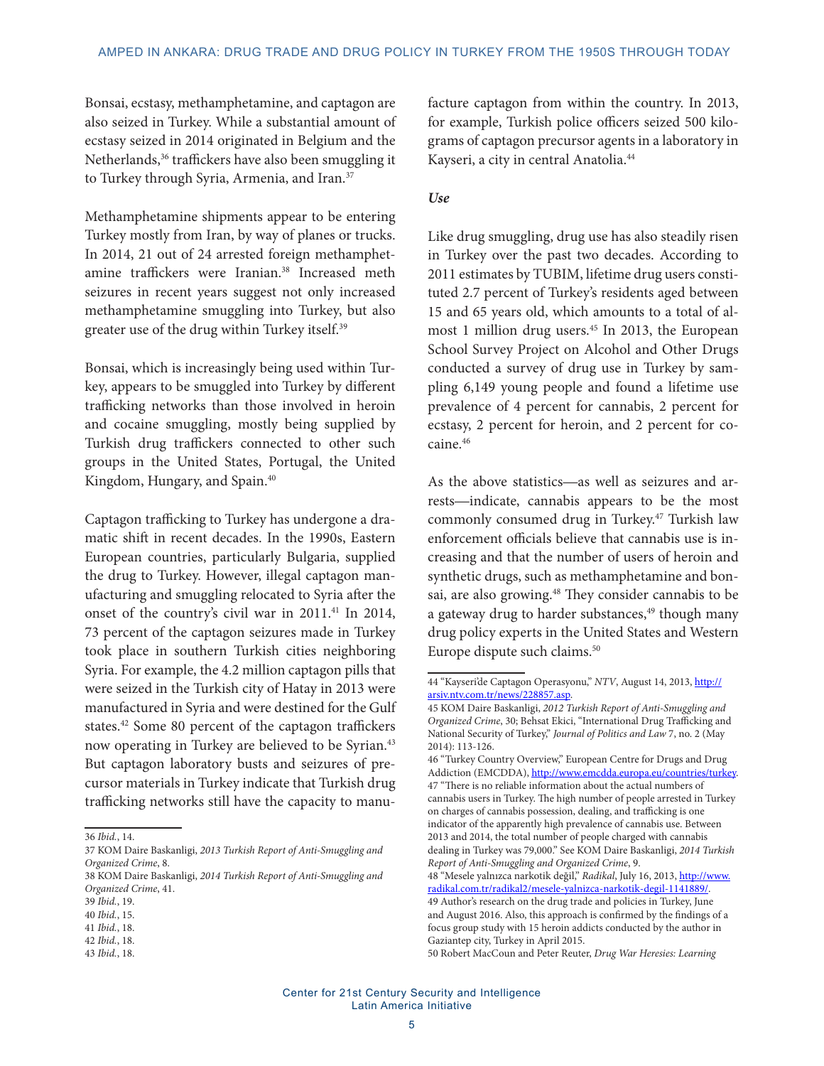Bonsai, ecstasy, methamphetamine, and captagon are also seized in Turkey. While a substantial amount of ecstasy seized in 2014 originated in Belgium and the Netherlands,[36] traffickers have also been smuggling it to Turkey through Syria, Armenia, and Iran.[37]

Methamphetamine shipments appear to be entering Turkey mostly from Iran, by way of planes or trucks. In 2014, 21 out of 24 arrested foreign methamphetamine traffickers were Iranian.[38] Increased meth seizures in recent years suggest not only increased methamphetamine smuggling into Turkey, but also greater use of the drug within Turkey itself.[39]

Bonsai, which is increasingly being used within Turkey, appears to be smuggled into Turkey by different trafficking networks than those involved in heroin and cocaine smuggling, mostly being supplied by Turkish drug traffickers connected to other such groups in the United States, Portugal, the United Kingdom, Hungary, and Spain.[40]

Captagon trafficking to Turkey has undergone a dramatic shift in recent decades. In the 1990s, Eastern European countries, particularly Bulgaria, supplied the drug to Turkey. However, illegal captagon manufacturing and smuggling relocated to Syria after the onset of the country's civil war in 2011.[41] In 2014, 73 percent of the captagon seizures made in Turkey took place in southern Turkish cities neighboring Syria. For example, the 4.2 million captagon pills that were seized in the Turkish city of Hatay in 2013 were manufactured in Syria and were destined for the Gulf states.[42] Some 80 percent of the captagon traffickers now operating in Turkey are believed to be Syrian.[43] But captagon laboratory busts and seizures of precursor materials in Turkey indicate that Turkish drug trafficking networks still have the capacity to manufacture captagon from within the country. In 2013, for example, Turkish police officers seized 500 kilograms of captagon precursor agents in a laboratory in Kayseri, a city in central Anatolia.[44]

### *Use*

Like drug smuggling, drug use has also steadily risen in Turkey over the past two decades. According to 2011 estimates by TUBIM, lifetime drug users constituted 2.7 percent of Turkey's residents aged between 15 and 65 years old, which amounts to a total of almost 1 million drug users.[45] In 2013, the European School Survey Project on Alcohol and Other Drugs conducted a survey of drug use in Turkey by sampling 6,149 young people and found a lifetime use prevalence of 4 percent for cannabis, 2 percent for ecstasy, 2 percent for heroin, and 2 percent for cocaine.[46]

As the above statistics—as well as seizures and arrests—indicate, cannabis appears to be the most commonly consumed drug in Turkey.[47] Turkish law enforcement officials believe that cannabis use is increasing and that the number of users of heroin and synthetic drugs, such as methamphetamine and bonsai, are also growing.[48] They consider cannabis to be a gateway drug to harder substances,[49] though many drug policy experts in the United States and Western Europe dispute such claims.[50]

---

36 *Ibid.*, 14.

37 KOM Daire Baskanligi, *2013 Turkish Report of Anti-Smuggling and Organized Crime*, 8.

38 KOM Daire Baskanligi, *2014 Turkish Report of Anti-Smuggling and Organized Crime*, 41.

39 *Ibid.*, 19.

40 *Ibid.*, 15.

41 *Ibid.*, 18.

42 *Ibid.*, 18.

43 *Ibid.*, 18.

44 "Kayseri'de Captagon Operasyonu," *NTV*, August 14, 2013, http://arsiv.ntv.com.tr/news/228857.asp.

45 KOM Daire Baskanligi, *2012 Turkish Report of Anti-Smuggling and Organized Crime*, 30; Behsat Ekici, "International Drug Trafficking and National Security of Turkey," *Journal of Politics and Law* 7, no. 2 (May 2014): 113-126.

46 "Turkey Country Overview," European Centre for Drugs and Drug Addiction (EMCDDA), http://www.emcdda.europa.eu/countries/turkey.

47 "There is no reliable information about the actual numbers of cannabis users in Turkey. The high number of people arrested in Turkey on charges of cannabis possession, dealing, and trafficking is one indicator of the apparently high prevalence of cannabis use. Between 2013 and 2014, the total number of people charged with cannabis dealing in Turkey was 79,000." See KOM Daire Baskanligi, *2014 Turkish Report of Anti-Smuggling and Organized Crime*, 9.

48 "Mesele yalnızca narkotik değil," *Radikal*, July 16, 2013, http://www.radikal.com.tr/radikal2/mesele-yalnizca-narkotik-degil-1141889/.

49 Author's research on the drug trade and policies in Turkey, June and August 2016. Also, this approach is confirmed by the findings of a focus group study with 15 heroin addicts conducted by the author in Gaziantep city, Turkey in April 2015.

50 Robert MacCoun and Peter Reuter, *Drug War Heresies: Learning*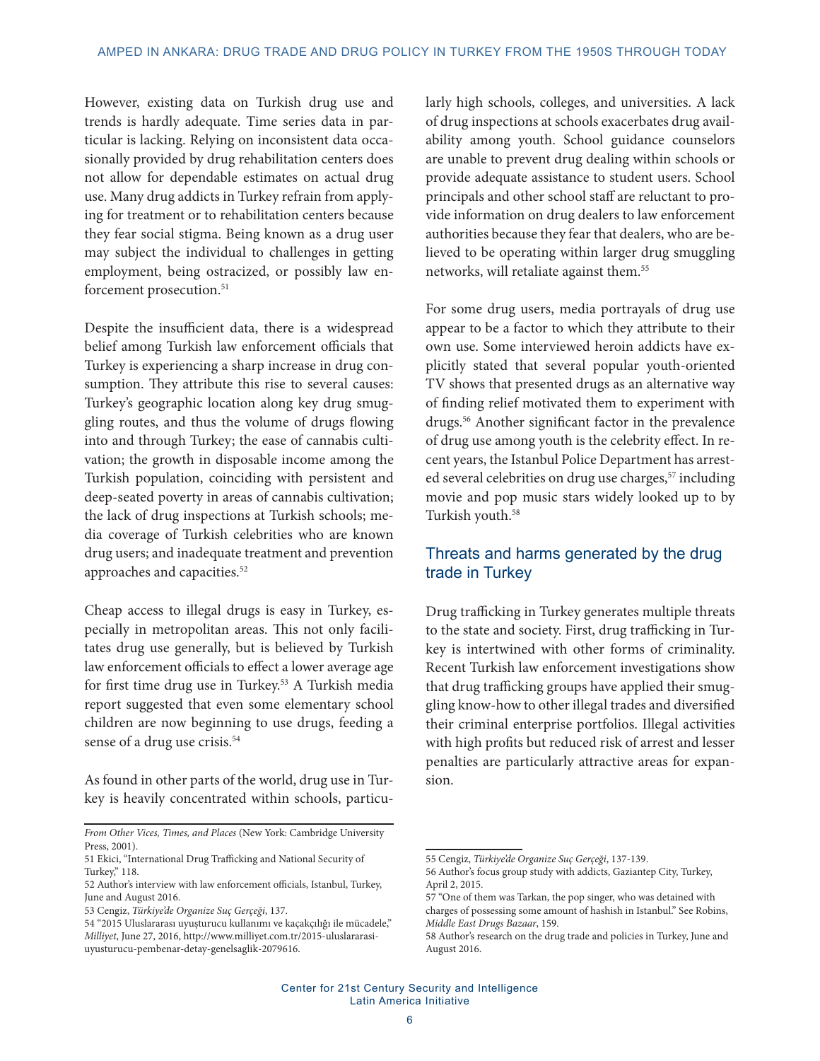However, existing data on Turkish drug use and trends is hardly adequate. Time series data in particular is lacking. Relying on inconsistent data occasionally provided by drug rehabilitation centers does not allow for dependable estimates on actual drug use. Many drug addicts in Turkey refrain from applying for treatment or to rehabilitation centers because they fear social stigma. Being known as a drug user may subject the individual to challenges in getting employment, being ostracized, or possibly law enforcement prosecution.[51]

Despite the insufficient data, there is a widespread belief among Turkish law enforcement officials that Turkey is experiencing a sharp increase in drug consumption. They attribute this rise to several causes: Turkey's geographic location along key drug smuggling routes, and thus the volume of drugs flowing into and through Turkey; the ease of cannabis cultivation; the growth in disposable income among the Turkish population, coinciding with persistent and deep-seated poverty in areas of cannabis cultivation; the lack of drug inspections at Turkish schools; media coverage of Turkish celebrities who are known drug users; and inadequate treatment and prevention approaches and capacities.[52]

Cheap access to illegal drugs is easy in Turkey, especially in metropolitan areas. This not only facilitates drug use generally, but is believed by Turkish law enforcement officials to effect a lower average age for first time drug use in Turkey.[53] A Turkish media report suggested that even some elementary school children are now beginning to use drugs, feeding a sense of a drug use crisis.[54]

As found in other parts of the world, drug use in Turkey is heavily concentrated within schools, particularly high schools, colleges, and universities. A lack of drug inspections at schools exacerbates drug availability among youth. School guidance counselors are unable to prevent drug dealing within schools or provide adequate assistance to student users. School principals and other school staff are reluctant to provide information on drug dealers to law enforcement authorities because they fear that dealers, who are believed to be operating within larger drug smuggling networks, will retaliate against them.[55]

For some drug users, media portrayals of drug use appear to be a factor to which they attribute to their own use. Some interviewed heroin addicts have explicitly stated that several popular youth-oriented TV shows that presented drugs as an alternative way of finding relief motivated them to experiment with drugs.[56] Another significant factor in the prevalence of drug use among youth is the celebrity effect. In recent years, the Istanbul Police Department has arrested several celebrities on drug use charges,[57] including movie and pop music stars widely looked up to by Turkish youth.[58]

## Threats and harms generated by the drug trade in Turkey

Drug trafficking in Turkey generates multiple threats to the state and society. First, drug trafficking in Turkey is intertwined with other forms of criminality. Recent Turkish law enforcement investigations show that drug trafficking groups have applied their smuggling know-how to other illegal trades and diversified their criminal enterprise portfolios. Illegal activities with high profits but reduced risk of arrest and lesser penalties are particularly attractive areas for expansion.

---

*From Other Vices, Times, and Places* (New York: Cambridge University Press, 2001).

51 Ekici, "International Drug Trafficking and National Security of Turkey," 118.

52 Author's interview with law enforcement officials, Istanbul, Turkey, June and August 2016.

53 Cengiz, *Türkiye'de Organize Suç Gerçeği*, 137.

54 "2015 Uluslararası uyuşturucu kullanımı ve kaçakçılığı ile mücadele," *Milliyet*, June 27, 2016, http://www.milliyet.com.tr/2015-uluslararasi-uyusturucu-pembenar-detay-genelsaglik-2079616.

55 Cengiz, *Türkiye'de Organize Suç Gerçeği*, 137-139.

56 Author's focus group study with addicts, Gaziantep City, Turkey, April 2, 2015.

57 "One of them was Tarkan, the pop singer, who was detained with charges of possessing some amount of hashish in Istanbul." See Robins, *Middle East Drugs Bazaar*, 159.

58 Author's research on the drug trade and policies in Turkey, June and August 2016.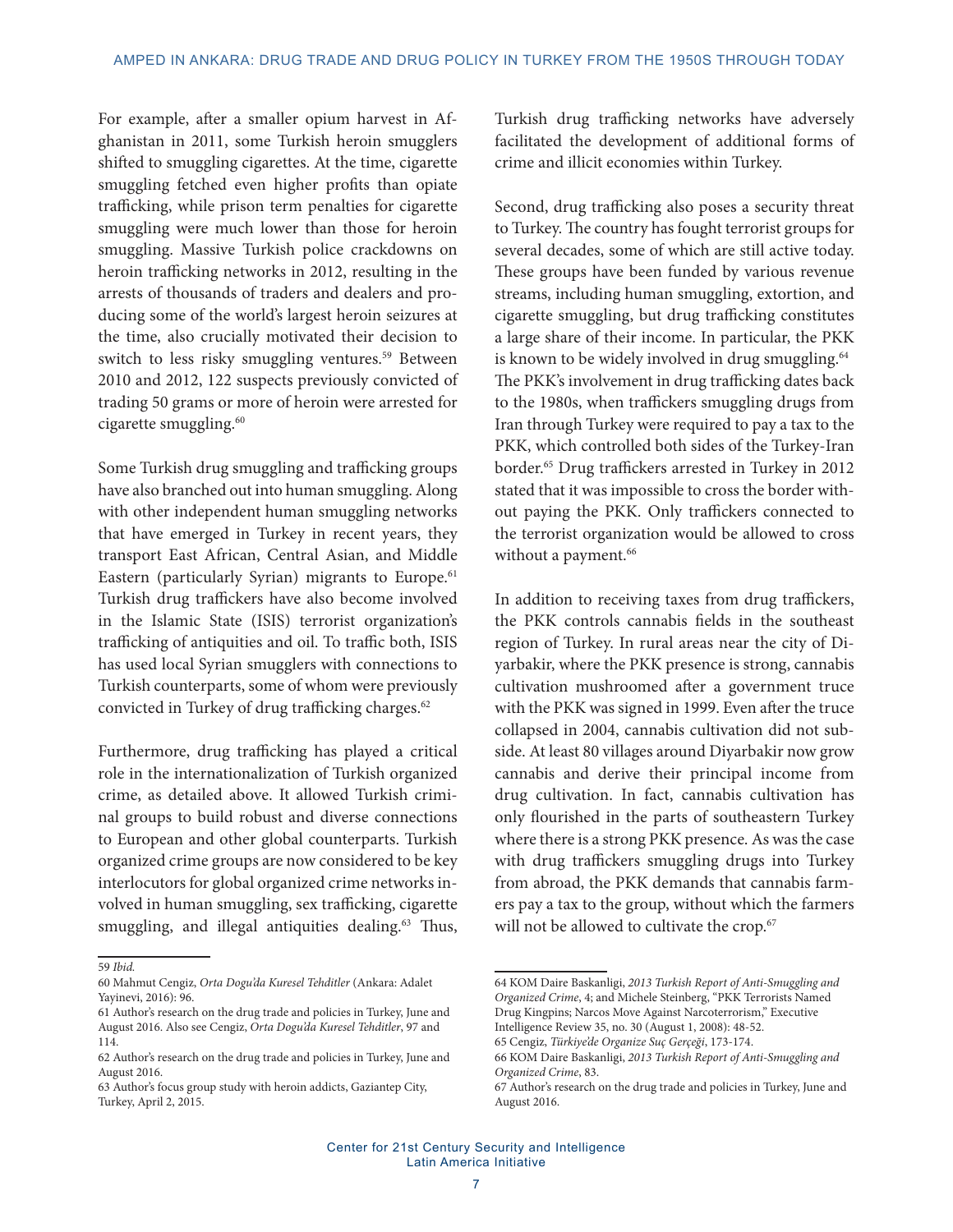For example, after a smaller opium harvest in Afghanistan in 2011, some Turkish heroin smugglers shifted to smuggling cigarettes. At the time, cigarette smuggling fetched even higher profits than opiate trafficking, while prison term penalties for cigarette smuggling were much lower than those for heroin smuggling. Massive Turkish police crackdowns on heroin trafficking networks in 2012, resulting in the arrests of thousands of traders and dealers and producing some of the world's largest heroin seizures at the time, also crucially motivated their decision to switch to less risky smuggling ventures.[59] Between 2010 and 2012, 122 suspects previously convicted of trading 50 grams or more of heroin were arrested for cigarette smuggling.[60]

Some Turkish drug smuggling and trafficking groups have also branched out into human smuggling. Along with other independent human smuggling networks that have emerged in Turkey in recent years, they transport East African, Central Asian, and Middle Eastern (particularly Syrian) migrants to Europe.[61] Turkish drug traffickers have also become involved in the Islamic State (ISIS) terrorist organization's trafficking of antiquities and oil. To traffic both, ISIS has used local Syrian smugglers with connections to Turkish counterparts, some of whom were previously convicted in Turkey of drug trafficking charges.[62]

Furthermore, drug trafficking has played a critical role in the internationalization of Turkish organized crime, as detailed above. It allowed Turkish criminal groups to build robust and diverse connections to European and other global counterparts. Turkish organized crime groups are now considered to be key interlocutors for global organized crime networks involved in human smuggling, sex trafficking, cigarette smuggling, and illegal antiquities dealing.[63] Thus, Turkish drug trafficking networks have adversely facilitated the development of additional forms of crime and illicit economies within Turkey.

Second, drug trafficking also poses a security threat to Turkey. The country has fought terrorist groups for several decades, some of which are still active today. These groups have been funded by various revenue streams, including human smuggling, extortion, and cigarette smuggling, but drug trafficking constitutes a large share of their income. In particular, the PKK is known to be widely involved in drug smuggling.[64] The PKK's involvement in drug trafficking dates back to the 1980s, when traffickers smuggling drugs from Iran through Turkey were required to pay a tax to the PKK, which controlled both sides of the Turkey-Iran border.[65] Drug traffickers arrested in Turkey in 2012 stated that it was impossible to cross the border without paying the PKK. Only traffickers connected to the terrorist organization would be allowed to cross without a payment.[66]

In addition to receiving taxes from drug traffickers, the PKK controls cannabis fields in the southeast region of Turkey. In rural areas near the city of Diyarbakir, where the PKK presence is strong, cannabis cultivation mushroomed after a government truce with the PKK was signed in 1999. Even after the truce collapsed in 2004, cannabis cultivation did not subside. At least 80 villages around Diyarbakir now grow cannabis and derive their principal income from drug cultivation. In fact, cannabis cultivation has only flourished in the parts of southeastern Turkey where there is a strong PKK presence. As was the case with drug traffickers smuggling drugs into Turkey from abroad, the PKK demands that cannabis farmers pay a tax to the group, without which the farmers will not be allowed to cultivate the crop.[67]

---

59 *Ibid.*

60 Mahmut Cengiz, *Orta Dogu'da Kuresel Tehditler* (Ankara: Adalet Yayinevi, 2016): 96.

61 Author's research on the drug trade and policies in Turkey, June and August 2016. Also see Cengiz, *Orta Dogu'da Kuresel Tehditler*, 97 and 114.

62 Author's research on the drug trade and policies in Turkey, June and August 2016.

63 Author's focus group study with heroin addicts, Gaziantep City, Turkey, April 2, 2015.

64 KOM Daire Baskanligi, *2013 Turkish Report of Anti-Smuggling and Organized Crime*, 4; and Michele Steinberg, "PKK Terrorists Named Drug Kingpins; Narcos Move Against Narcoterrorism," Executive Intelligence Review 35, no. 30 (August 1, 2008): 48-52.

65 Cengiz, *Türkiye'de Organize Suç Gerçeği*, 173-174.

66 KOM Daire Baskanligi, *2013 Turkish Report of Anti-Smuggling and Organized Crime*, 83.

67 Author's research on the drug trade and policies in Turkey, June and August 2016.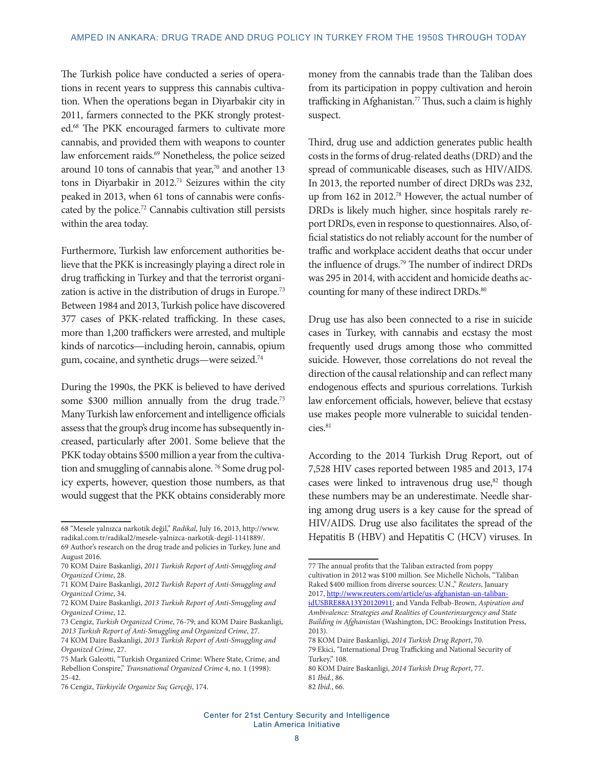The Turkish police have conducted a series of operations in recent years to suppress this cannabis cultivation. When the operations began in Diyarbakir city in 2011, farmers connected to the PKK strongly protested.[68] The PKK encouraged farmers to cultivate more cannabis, and provided them with weapons to counter law enforcement raids.[69] Nonetheless, the police seized around 10 tons of cannabis that year,[70] and another 13 tons in Diyarbakir in 2012.[71] Seizures within the city peaked in 2013, when 61 tons of cannabis were confiscated by the police.[72] Cannabis cultivation still persists within the area today.

Furthermore, Turkish law enforcement authorities believe that the PKK is increasingly playing a direct role in drug trafficking in Turkey and that the terrorist organization is active in the distribution of drugs in Europe.[73] Between 1984 and 2013, Turkish police have discovered 377 cases of PKK-related trafficking. In these cases, more than 1,200 traffickers were arrested, and multiple kinds of narcotics—including heroin, cannabis, opium gum, cocaine, and synthetic drugs—were seized.[74]

During the 1990s, the PKK is believed to have derived some $300 million annually from the drug trade.[75] Many Turkish law enforcement and intelligence officials assess that the group's drug income has subsequently increased, particularly after 2001. Some believe that the PKK today obtains $500 million a year from the cultivation and smuggling of cannabis alone.[76] Some drug policy experts, however, question those numbers, as that would suggest that the PKK obtains considerably more money from the cannabis trade than the Taliban does from its participation in poppy cultivation and heroin trafficking in Afghanistan.[77] Thus, such a claim is highly suspect.

Third, drug use and addiction generates public health costs in the forms of drug-related deaths (DRD) and the spread of communicable diseases, such as HIV/AIDS. In 2013, the reported number of direct DRDs was 232, up from 162 in 2012.[78] However, the actual number of DRDs is likely much higher, since hospitals rarely report DRDs, even in response to questionnaires. Also, official statistics do not reliably account for the number of traffic and workplace accident deaths that occur under the influence of drugs.[79] The number of indirect DRDs was 295 in 2014, with accident and homicide deaths accounting for many of these indirect DRDs.[80]

Drug use has also been connected to a rise in suicide cases in Turkey, with cannabis and ecstasy the most frequently used drugs among those who committed suicide. However, those correlations do not reveal the direction of the causal relationship and can reflect many endogenous effects and spurious correlations. Turkish law enforcement officials, however, believe that ecstasy use makes people more vulnerable to suicidal tendencies.[81]

According to the 2014 Turkish Drug Report, out of 7,528 HIV cases reported between 1985 and 2013, 174 cases were linked to intravenous drug use,[82] though these numbers may be an underestimate. Needle sharing among drug users is a key cause for the spread of HIV/AIDS. Drug use also facilitates the spread of the Hepatitis B (HBV) and Hepatitis C (HCV) viruses. In

---

68 "Mesele yalnızca narkotik değil," *Radikal*, July 16, 2013, http://www.radikal.com.tr/radikal2/mesele-yalnizca-narkotik-degil-1141889/.

69 Author's research on the drug trade and policies in Turkey, June and August 2016.

70 KOM Daire Baskanligi, *2011 Turkish Report of Anti-Smuggling and Organized Crime*, 28.

71 KOM Daire Baskanligi, *2012 Turkish Report of Anti-Smuggling and Organized Crime*, 34.

72 KOM Daire Baskanligi, *2013 Turkish Report of Anti-Smuggling and Organized Crime*, 12.

73 Cengiz, *Turkish Organized Crime*, 76-79; and KOM Daire Baskanligi, *2013 Turkish Report of Anti-Smuggling and Organized Crime*, 27.

74 KOM Daire Baskanligi, *2013 Turkish Report of Anti-Smuggling and Organized Crime*, 27.

75 Mark Galeotti, "Turkish Organized Crime: Where State, Crime, and Rebellion Conspire," *Transnational Organized Crime* 4, no. 1 (1998): 25-42.

76 Cengiz, *Türkiye'de Organize Suç Gerçeği*, 174.

77 The annual profits that the Taliban extracted from poppy cultivation in 2012 was $100 million. See Michelle Nichols, "Taliban Raked $400 million from diverse sources: U.N.," *Reuters*, January 2017, http://www.reuters.com/article/us-afghanistan-un-taliban-idUSBRE88A13Y20120911; and Vanda Felbab-Brown, *Aspiration and Ambivalence: Strategies and Realities of Counterinsurgency and State Building in Afghanistan* (Washington, DC: Brookings Institution Press, 2013).

78 KOM Daire Baskanligi, *2014 Turkish Drug Report*, 70.

79 Ekici, "International Drug Trafficking and National Security of Turkey," 108.

80 KOM Daire Baskanligi, *2014 Turkish Drug Report*, 77.

81 *Ibid.*, 86.

82 *Ibid.*, 66.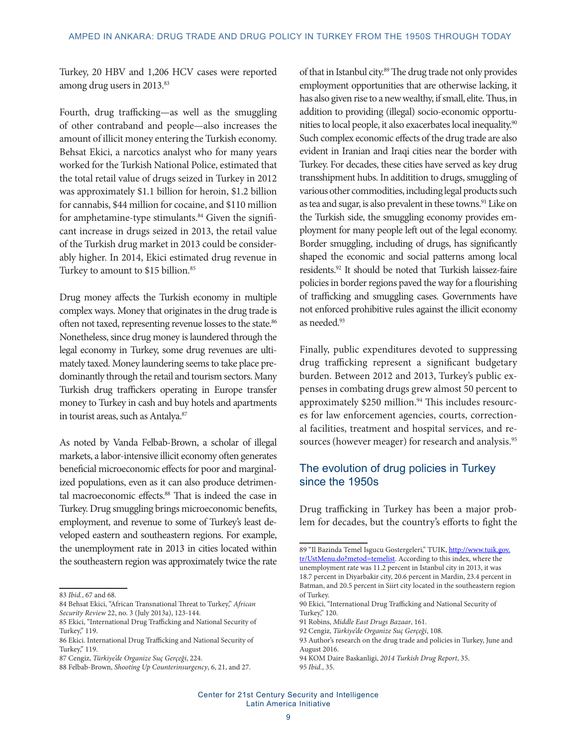Turkey, 20 HBV and 1,206 HCV cases were reported among drug users in 2013.[83]

Fourth, drug trafficking—as well as the smuggling of other contraband and people—also increases the amount of illicit money entering the Turkish economy. Behsat Ekici, a narcotics analyst who for many years worked for the Turkish National Police, estimated that the total retail value of drugs seized in Turkey in 2012 was approximately $1.1 billion for heroin, $1.2 billion for cannabis, $44 million for cocaine, and $110 million for amphetamine-type stimulants.[84] Given the significant increase in drugs seized in 2013, the retail value of the Turkish drug market in 2013 could be considerably higher. In 2014, Ekici estimated drug revenue in Turkey to amount to $15 billion.[85]

Drug money affects the Turkish economy in multiple complex ways. Money that originates in the drug trade is often not taxed, representing revenue losses to the state.[86] Nonetheless, since drug money is laundered through the legal economy in Turkey, some drug revenues are ultimately taxed. Money laundering seems to take place predominantly through the retail and tourism sectors. Many Turkish drug traffickers operating in Europe transfer money to Turkey in cash and buy hotels and apartments in tourist areas, such as Antalya.[87]

As noted by Vanda Felbab-Brown, a scholar of illegal markets, a labor-intensive illicit economy often generates beneficial microeconomic effects for poor and marginalized populations, even as it can also produce detrimental macroeconomic effects.[88] That is indeed the case in Turkey. Drug smuggling brings microeconomic benefits, employment, and revenue to some of Turkey's least developed eastern and southeastern regions. For example, the unemployment rate in 2013 in cities located within the southeastern region was approximately twice the rate of that in Istanbul city.[89] The drug trade not only provides employment opportunities that are otherwise lacking, it has also given rise to a new wealthy, if small, elite. Thus, in addition to providing (illegal) socio-economic opportunities to local people, it also exacerbates local inequality.[90] Such complex economic effects of the drug trade are also evident in Iranian and Iraqi cities near the border with Turkey. For decades, these cities have served as key drug transshipment hubs. In additition to drugs, smuggling of various other commodities, including legal products such as tea and sugar, is also prevalent in these towns.[91] Like on the Turkish side, the smuggling economy provides employment for many people left out of the legal economy. Border smuggling, including of drugs, has significantly shaped the economic and social patterns among local residents.[92] It should be noted that Turkish laissez-faire policies in border regions paved the way for a flourishing of trafficking and smuggling cases. Governments have not enforced prohibitive rules against the illicit economy as needed.[93]

Finally, public expenditures devoted to suppressing drug trafficking represent a significant budgetary burden. Between 2012 and 2013, Turkey's public expenses in combating drugs grew almost 50 percent to approximately $250 million.[94] This includes resources for law enforcement agencies, courts, correctional facilities, treatment and hospital services, and resources (however meager) for research and analysis.[95]

## The evolution of drug policies in Turkey since the 1950s

Drug trafficking in Turkey has been a major problem for decades, but the country's efforts to fight the

---

83 *Ibid.*, 67 and 68.

84 Behsat Ekici, "African Transnational Threat to Turkey," *African Security Review* 22, no. 3 (July 2013a), 123-144.

85 Ekici, "International Drug Trafficking and National Security of Turkey," 119.

86 Ekici. International Drug Trafficking and National Security of Turkey," 119.

87 Cengiz, *Türkiye'de Organize Suç Gerçeği*, 224.

88 Felbab-Brown, *Shooting Up Counterinsurgency*, 6, 21, and 27.

89 "Il Bazinda Temel Isgucu Gostergeleri," TUIK, http://www.tuik.gov.tr/UstMenu.do?metod=temelist. According to this index, where the unemployment rate was 11.2 percent in Istanbul city in 2013, it was 18.7 percent in Diyarbakir city, 20.6 percent in Mardin, 23.4 percent in Batman, and 20.5 percent in Siirt city located in the southeastern region of Turkey.

90 Ekici, "International Drug Trafficking and National Security of Turkey," 120.

91 Robins, *Middle East Drugs Bazaar*, 161.

92 Cengiz, *Türkiye'de Organize Suç Gerçeği*, 108.

93 Author's research on the drug trade and policies in Turkey, June and August 2016.

94 KOM Daire Baskanligi, *2014 Turkish Drug Report*, 35.

95 *Ibid.*, 35.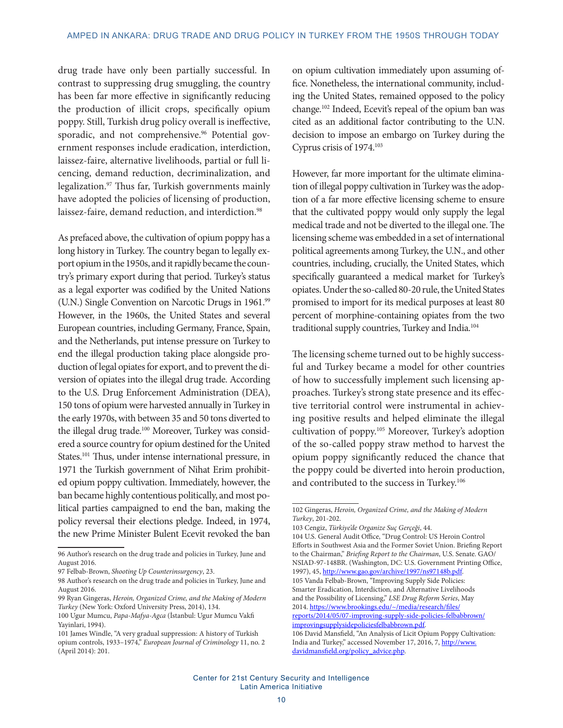drug trade have only been partially successful. In contrast to suppressing drug smuggling, the country has been far more effective in significantly reducing the production of illicit crops, specifically opium poppy. Still, Turkish drug policy overall is ineffective, sporadic, and not comprehensive.[96] Potential government responses include eradication, interdiction, laissez-faire, alternative livelihoods, partial or full licencing, demand reduction, decriminalization, and legalization.[97] Thus far, Turkish governments mainly have adopted the policies of licensing of production, laissez-faire, demand reduction, and interdiction.[98]

As prefaced above, the cultivation of opium poppy has a long history in Turkey. The country began to legally export opium in the 1950s, and it rapidly became the country's primary export during that period. Turkey's status as a legal exporter was codified by the United Nations (U.N.) Single Convention on Narcotic Drugs in 1961.[99] However, in the 1960s, the United States and several European countries, including Germany, France, Spain, and the Netherlands, put intense pressure on Turkey to end the illegal production taking place alongside production of legal opiates for export, and to prevent the diversion of opiates into the illegal drug trade. According to the U.S. Drug Enforcement Administration (DEA), 150 tons of opium were harvested annually in Turkey in the early 1970s, with between 35 and 50 tons diverted to the illegal drug trade.[100] Moreover, Turkey was considered a source country for opium destined for the United States.[101] Thus, under intense international pressure, in 1971 the Turkish government of Nihat Erim prohibited opium poppy cultivation. Immediately, however, the ban became highly contentious politically, and most political parties campaigned to end the ban, making the policy reversal their elections pledge. Indeed, in 1974, the new Prime Minister Bulent Ecevit revoked the ban on opium cultivation immediately upon assuming office. Nonetheless, the international community, including the United States, remained opposed to the policy change.[102] Indeed, Ecevit's repeal of the opium ban was cited as an additional factor contributing to the U.N. decision to impose an embargo on Turkey during the Cyprus crisis of 1974.[103]

However, far more important for the ultimate elimination of illegal poppy cultivation in Turkey was the adoption of a far more effective licensing scheme to ensure that the cultivated poppy would only supply the legal medical trade and not be diverted to the illegal one. The licensing scheme was embedded in a set of international political agreements among Turkey, the U.N., and other countries, including, crucially, the United States, which specifically guaranteed a medical market for Turkey's opiates. Under the so-called 80-20 rule, the United States promised to import for its medical purposes at least 80 percent of morphine-containing opiates from the two traditional supply countries, Turkey and India.[104]

The licensing scheme turned out to be highly successful and Turkey became a model for other countries of how to successfully implement such licensing approaches. Turkey's strong state presence and its effective territorial control were instrumental in achieving positive results and helped eliminate the illegal cultivation of poppy.[105] Moreover, Turkey's adoption of the so-called poppy straw method to harvest the opium poppy significantly reduced the chance that the poppy could be diverted into heroin production, and contributed to the success in Turkey.[106]

---

96 Author's research on the drug trade and policies in Turkey, June and August 2016.

97 Felbab-Brown, *Shooting Up Counterinsurgency*, 23.

98 Author's research on the drug trade and policies in Turkey, June and August 2016.

99 Ryan Gingeras, *Heroin, Organized Crime, and the Making of Modern Turkey* (New York: Oxford University Press, 2014), 134.

100 Ugur Mumcu, *Papa-Mafya-Agca* (İstanbul: Ugur Mumcu Vakfi Yayinlari, 1994).

101 James Windle, "A very gradual suppression: A history of Turkish opium controls, 1933–1974," *European Journal of Criminology* 11, no. 2 (April 2014): 201.

102 Gingeras, *Heroin, Organized Crime, and the Making of Modern Turkey*, 201-202.

103 Cengiz, *Türkiye'de Organize Suç Gerçeği*, 44.

104 U.S. General Audit Office, "Drug Control: US Heroin Control Efforts in Southwest Asia and the Former Soviet Union. Briefing Report to the Chairman," *Briefing Report to the Chairman*, U.S. Senate. GAO/NSIAD-97-148BR. (Washington, DC: U.S. Government Printing Office, 1997), 45, http://www.gao.gov/archive/1997/ns97148b.pdf.

105 Vanda Felbab-Brown, "Improving Supply Side Policies: Smarter Eradication, Interdiction, and Alternative Livelihoods and the Possibility of Licensing," *LSE Drug Reform Series*, May 2014. https://www.brookings.edu/~/media/research/files/reports/2014/05/07-improving-supply-side-policies-felbabbrown/improvingsupplysidepoliciesfelbabbrown.pdf.

106 David Mansfield, "An Analysis of Licit Opium Poppy Cultivation: India and Turkey," accessed November 17, 2016, 7, http://www.davidmansfield.org/policy_advice.php.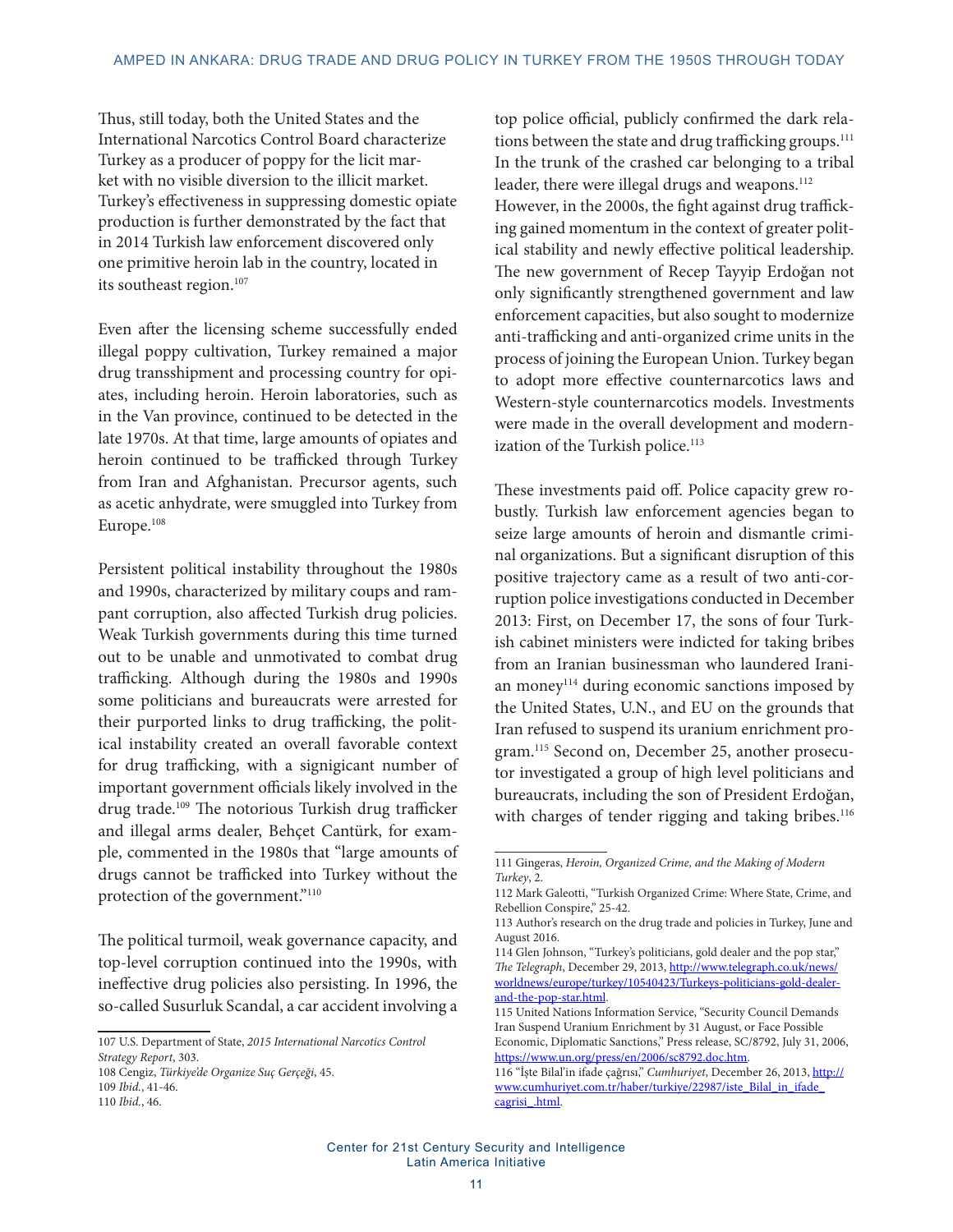Thus, still today, both the United States and the International Narcotics Control Board characterize Turkey as a producer of poppy for the licit market with no visible diversion to the illicit market. Turkey's effectiveness in suppressing domestic opiate production is further demonstrated by the fact that in 2014 Turkish law enforcement discovered only one primitive heroin lab in the country, located in its southeast region.[107]

Even after the licensing scheme successfully ended illegal poppy cultivation, Turkey remained a major drug transshipment and processing country for opiates, including heroin. Heroin laboratories, such as in the Van province, continued to be detected in the late 1970s. At that time, large amounts of opiates and heroin continued to be trafficked through Turkey from Iran and Afghanistan. Precursor agents, such as acetic anhydrate, were smuggled into Turkey from Europe.[108]

Persistent political instability throughout the 1980s and 1990s, characterized by military coups and rampant corruption, also affected Turkish drug policies. Weak Turkish governments during this time turned out to be unable and unmotivated to combat drug trafficking. Although during the 1980s and 1990s some politicians and bureaucrats were arrested for their purported links to drug trafficking, the political instability created an overall favorable context for drug trafficking, with a signigicant number of important government officials likely involved in the drug trade.[109] The notorious Turkish drug trafficker and illegal arms dealer, Behçet Cantürk, for example, commented in the 1980s that "large amounts of drugs cannot be trafficked into Turkey without the protection of the government."[110]

The political turmoil, weak governance capacity, and top-level corruption continued into the 1990s, with ineffective drug policies also persisting. In 1996, the so-called Susurluk Scandal, a car accident involving a top police official, publicly confirmed the dark relations between the state and drug trafficking groups.[111] In the trunk of the crashed car belonging to a tribal leader, there were illegal drugs and weapons.[112] However, in the 2000s, the fight against drug trafficking gained momentum in the context of greater political stability and newly effective political leadership. The new government of Recep Tayyip Erdoğan not only significantly strengthened government and law enforcement capacities, but also sought to modernize anti-trafficking and anti-organized crime units in the process of joining the European Union. Turkey began to adopt more effective counternarcotics laws and Western-style counternarcotics models. Investments were made in the overall development and modernization of the Turkish police.[113]

These investments paid off. Police capacity grew robustly. Turkish law enforcement agencies began to seize large amounts of heroin and dismantle criminal organizations. But a significant disruption of this positive trajectory came as a result of two anti-corruption police investigations conducted in December 2013: First, on December 17, the sons of four Turkish cabinet ministers were indicted for taking bribes from an Iranian businessman who laundered Iranian money[114] during economic sanctions imposed by the United States, U.N., and EU on the grounds that Iran refused to suspend its uranium enrichment program.[115] Second on, December 25, another prosecutor investigated a group of high level politicians and bureaucrats, including the son of President Erdoğan, with charges of tender rigging and taking bribes.[116]

---

107 U.S. Department of State, *2015 International Narcotics Control Strategy Report*, 303.

108 Cengiz, *Türkiye'de Organize Suç Gerçeği*, 45.

109 *Ibid.*, 41-46.

110 *Ibid.*, 46.

111 Gingeras, *Heroin, Organized Crime, and the Making of Modern Turkey*, 2.

112 Mark Galeotti, "Turkish Organized Crime: Where State, Crime, and Rebellion Conspire," 25-42.

113 Author's research on the drug trade and policies in Turkey, June and August 2016.

114 Glen Johnson, "Turkey's politicians, gold dealer and the pop star," *The Telegraph*, December 29, 2013, http://www.telegraph.co.uk/news/worldnews/europe/turkey/10540423/Turkeys-politicians-gold-dealer-and-the-pop-star.html.

115 United Nations Information Service, "Security Council Demands Iran Suspend Uranium Enrichment by 31 August, or Face Possible Economic, Diplomatic Sanctions," Press release, SC/8792, July 31, 2006, https://www.un.org/press/en/2006/sc8792.doc.htm.

116 "İşte Bilal'in ifade çağrısı," *Cumhuriyet*, December 26, 2013, http://www.cumhuriyet.com.tr/haber/turkiye/22987/iste_Bilal_in_ifade_cagrisi_.html.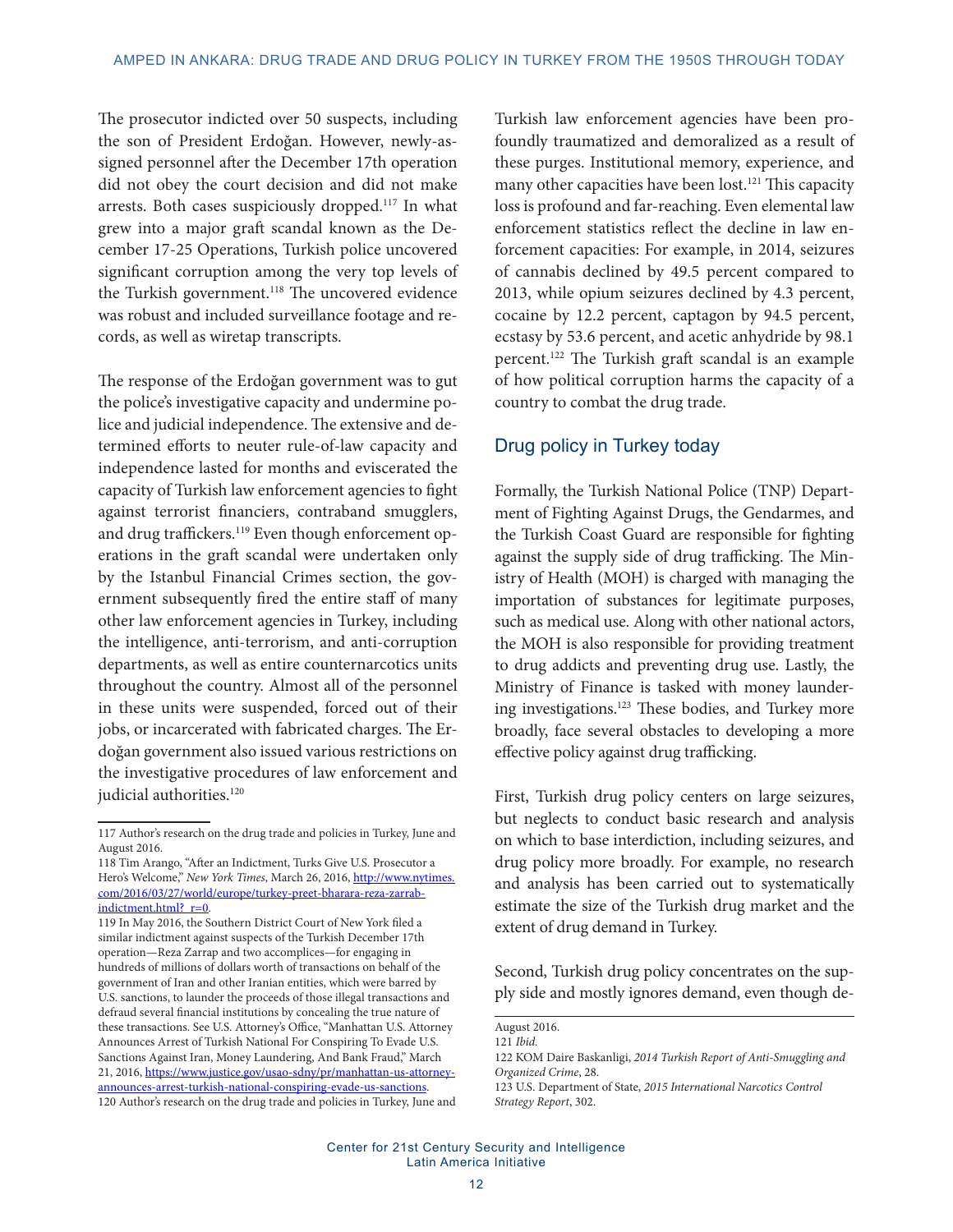The prosecutor indicted over 50 suspects, including the son of President Erdoğan. However, newly-assigned personnel after the December 17th operation did not obey the court decision and did not make arrests. Both cases suspiciously dropped.[117] In what grew into a major graft scandal known as the December 17-25 Operations, Turkish police uncovered significant corruption among the very top levels of the Turkish government.[118] The uncovered evidence was robust and included surveillance footage and records, as well as wiretap transcripts.

The response of the Erdoğan government was to gut the police's investigative capacity and undermine police and judicial independence. The extensive and determined efforts to neuter rule-of-law capacity and independence lasted for months and eviscerated the capacity of Turkish law enforcement agencies to fight against terrorist financiers, contraband smugglers, and drug traffickers.[119] Even though enforcement operations in the graft scandal were undertaken only by the Istanbul Financial Crimes section, the government subsequently fired the entire staff of many other law enforcement agencies in Turkey, including the intelligence, anti-terrorism, and anti-corruption departments, as well as entire counternarcotics units throughout the country. Almost all of the personnel in these units were suspended, forced out of their jobs, or incarcerated with fabricated charges. The Erdoğan government also issued various restrictions on the investigative procedures of law enforcement and judicial authorities.[120]

Turkish law enforcement agencies have been profoundly traumatized and demoralized as a result of these purges. Institutional memory, experience, and many other capacities have been lost.[121] This capacity loss is profound and far-reaching. Even elemental law enforcement statistics reflect the decline in law enforcement capacities: For example, in 2014, seizures of cannabis declined by 49.5 percent compared to 2013, while opium seizures declined by 4.3 percent, cocaine by 12.2 percent, captagon by 94.5 percent, ecstasy by 53.6 percent, and acetic anhydride by 98.1 percent.[122] The Turkish graft scandal is an example of how political corruption harms the capacity of a country to combat the drug trade.

## Drug policy in Turkey today

Formally, the Turkish National Police (TNP) Department of Fighting Against Drugs, the Gendarmes, and the Turkish Coast Guard are responsible for fighting against the supply side of drug trafficking. The Ministry of Health (MOH) is charged with managing the importation of substances for legitimate purposes, such as medical use. Along with other national actors, the MOH is also responsible for providing treatment to drug addicts and preventing drug use. Lastly, the Ministry of Finance is tasked with money laundering investigations.[123] These bodies, and Turkey more broadly, face several obstacles to developing a more effective policy against drug trafficking.

First, Turkish drug policy centers on large seizures, but neglects to conduct basic research and analysis on which to base interdiction, including seizures, and drug policy more broadly. For example, no research and analysis has been carried out to systematically estimate the size of the Turkish drug market and the extent of drug demand in Turkey.

Second, Turkish drug policy concentrates on the supply side and mostly ignores demand, even though de-

---

117 Author's research on the drug trade and policies in Turkey, June and August 2016.

118 Tim Arango, "After an Indictment, Turks Give U.S. Prosecutor a Hero's Welcome," *New York Times*, March 26, 2016, http://www.nytimes.com/2016/03/27/world/europe/turkey-preet-bharara-reza-zarrab-indictment.html?_r=0.

119 In May 2016, the Southern District Court of New York filed a similar indictment against suspects of the Turkish December 17th operation—Reza Zarrap and two accomplices—for engaging in hundreds of millions of dollars worth of transactions on behalf of the government of Iran and other Iranian entities, which were barred by U.S. sanctions, to launder the proceeds of those illegal transactions and defraud several financial institutions by concealing the true nature of these transactions. See U.S. Attorney's Office, "Manhattan U.S. Attorney Announces Arrest of Turkish National For Conspiring To Evade U.S. Sanctions Against Iran, Money Laundering, And Bank Fraud," March 21, 2016, https://www.justice.gov/usao-sdny/pr/manhattan-us-attorney-announces-arrest-turkish-national-conspiring-evade-us-sanctions.

120 Author's research on the drug trade and policies in Turkey, June and August 2016.

121 *Ibid.*

122 KOM Daire Baskanligi, *2014 Turkish Report of Anti-Smuggling and Organized Crime*, 28.

123 U.S. Department of State, *2015 International Narcotics Control Strategy Report*, 302.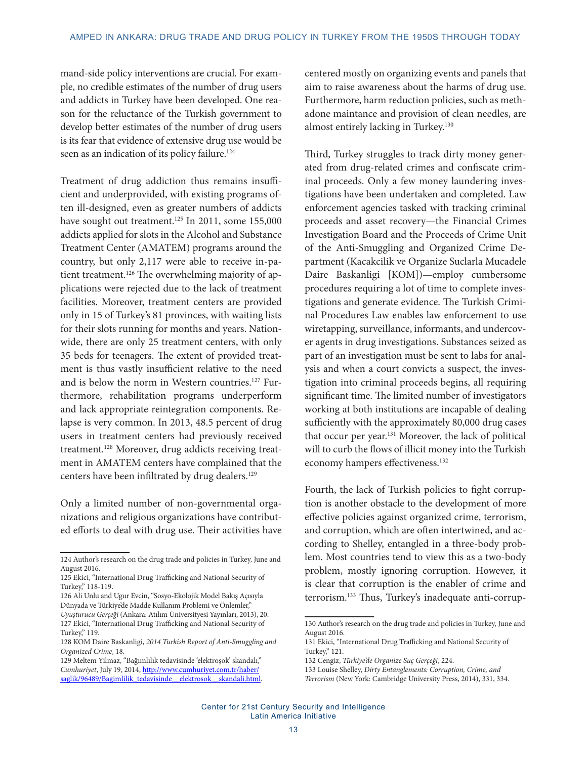mand-side policy interventions are crucial. For example, no credible estimates of the number of drug users and addicts in Turkey have been developed. One reason for the reluctance of the Turkish government to develop better estimates of the number of drug users is its fear that evidence of extensive drug use would be seen as an indication of its policy failure.[124]

Treatment of drug addiction thus remains insufficient and underprovided, with existing programs often ill-designed, even as greater numbers of addicts have sought out treatment.[125] In 2011, some 155,000 addicts applied for slots in the Alcohol and Substance Treatment Center (AMATEM) programs around the country, but only 2,117 were able to receive in-patient treatment.[126] The overwhelming majority of applications were rejected due to the lack of treatment facilities. Moreover, treatment centers are provided only in 15 of Turkey's 81 provinces, with waiting lists for their slots running for months and years. Nationwide, there are only 25 treatment centers, with only 35 beds for teenagers. The extent of provided treatment is thus vastly insufficient relative to the need and is below the norm in Western countries.[127] Furthermore, rehabilitation programs underperform and lack appropriate reintegration components. Relapse is very common. In 2013, 48.5 percent of drug users in treatment centers had previously received treatment.[128] Moreover, drug addicts receiving treatment in AMATEM centers have complained that the centers have been infiltrated by drug dealers.[129]

Only a limited number of non-governmental organizations and religious organizations have contributed efforts to deal with drug use. Their activities have centered mostly on organizing events and panels that aim to raise awareness about the harms of drug use. Furthermore, harm reduction policies, such as methadone maintance and provision of clean needles, are almost entirely lacking in Turkey.[130]

Third, Turkey struggles to track dirty money generated from drug-related crimes and confiscate criminal proceeds. Only a few money laundering investigations have been undertaken and completed. Law enforcement agencies tasked with tracking criminal proceeds and asset recovery—the Financial Crimes Investigation Board and the Proceeds of Crime Unit of the Anti-Smuggling and Organized Crime Department (Kacakcilik ve Organize Suclarla Mucadele Daire Baskanligi [KOM])—employ cumbersome procedures requiring a lot of time to complete investigations and generate evidence. The Turkish Criminal Procedures Law enables law enforcement to use wiretapping, surveillance, informants, and undercover agents in drug investigations. Substances seized as part of an investigation must be sent to labs for analysis and when a court convicts a suspect, the investigation into criminal proceeds begins, all requiring significant time. The limited number of investigators working at both institutions are incapable of dealing sufficiently with the approximately 80,000 drug cases that occur per year.[131] Moreover, the lack of political will to curb the flows of illicit money into the Turkish economy hampers effectiveness.[132]

Fourth, the lack of Turkish policies to fight corruption is another obstacle to the development of more effective policies against organized crime, terrorism, and corruption, which are often intertwined, and according to Shelley, entangled in a three-body problem. Most countries tend to view this as a two-body problem, mostly ignoring corruption. However, it is clear that corruption is the enabler of crime and terrorism.[133] Thus, Turkey's inadequate anti-corrup-

---

124 Author's research on the drug trade and policies in Turkey, June and August 2016.

125 Ekici, "International Drug Trafficking and National Security of Turkey," 118-119.

126 Ali Unlu and Ugur Evcin, "Sosyo-Ekolojik Model Bakış Açısıyla Dünyada ve Türkiye'de Madde Kullanım Problemi ve Önlemler," *Uyuşturucu Gerçeği* (Ankara: Atılım Üniversityesi Yayınları, 2013), 20.

127 Ekici, "International Drug Trafficking and National Security of Turkey," 119.

128 KOM Daire Baskanligi, *2014 Turkish Report of Anti-Smuggling and Organized Crime*, 18.

129 Meltem Yilmaz, "Bağımlılık tedavisinde 'elektroşok' skandalı," *Cumhuriyet*, July 19, 2014, http://www.cumhuriyet.com.tr/haber/saglik/96489/Bagimlilik_tedavisinde__elektrosok__skandali.html.

130 Author's research on the drug trade and policies in Turkey, June and August 2016.

131 Ekici, "International Drug Trafficking and National Security of Turkey," 121.

132 Cengiz, *Türkiye'de Organize Suç Gerçeği*, 224.

133 Louise Shelley, *Dirty Entanglements: Corruption, Crime, and Terrorism* (New York: Cambridge University Press, 2014), 331, 334.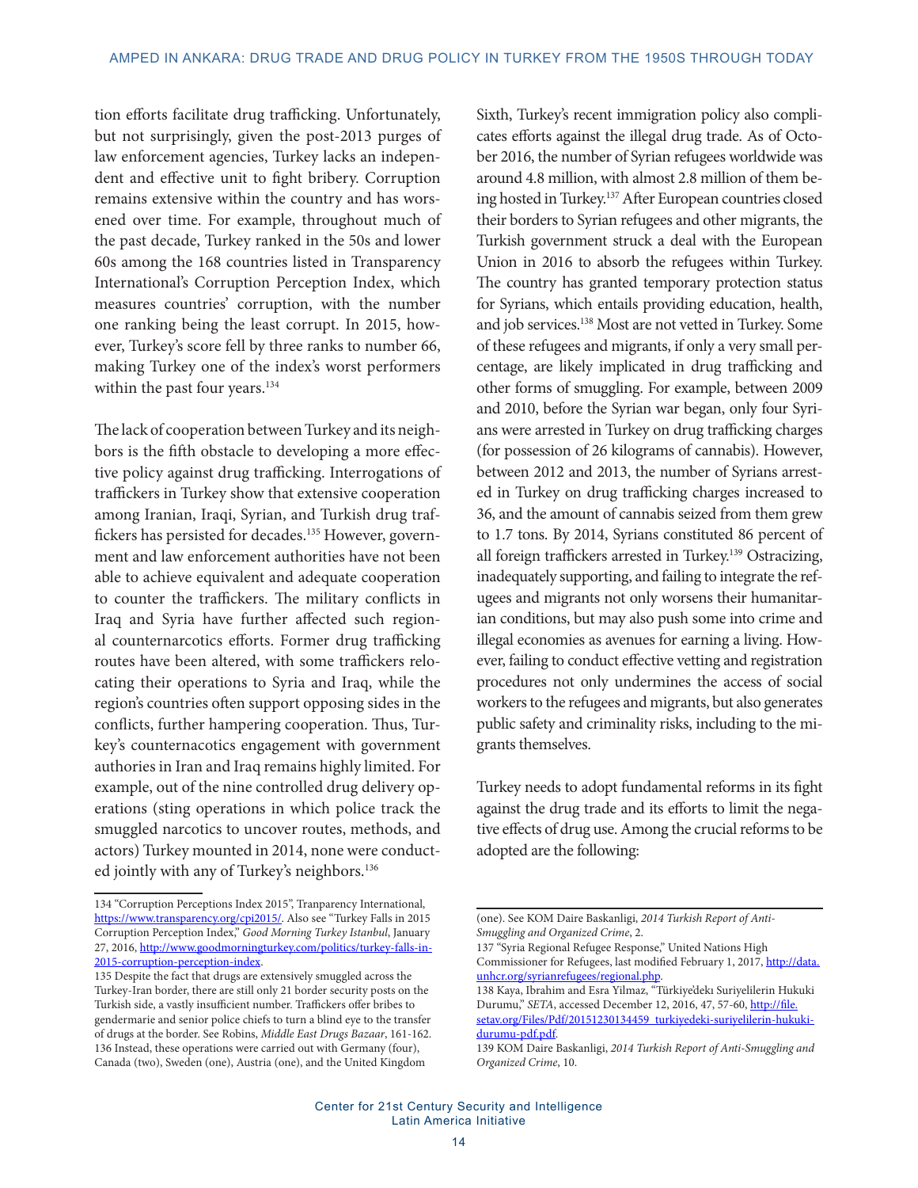tion efforts facilitate drug trafficking. Unfortunately, but not surprisingly, given the post-2013 purges of law enforcement agencies, Turkey lacks an independent and effective unit to fight bribery. Corruption remains extensive within the country and has worsened over time. For example, throughout much of the past decade, Turkey ranked in the 50s and lower 60s among the 168 countries listed in Transparency International's Corruption Perception Index, which measures countries' corruption, with the number one ranking being the least corrupt. In 2015, however, Turkey's score fell by three ranks to number 66, making Turkey one of the index's worst performers within the past four years.[134]

The lack of cooperation between Turkey and its neighbors is the fifth obstacle to developing a more effective policy against drug trafficking. Interrogations of traffickers in Turkey show that extensive cooperation among Iranian, Iraqi, Syrian, and Turkish drug traffickers has persisted for decades.[135] However, government and law enforcement authorities have not been able to achieve equivalent and adequate cooperation to counter the traffickers. The military conflicts in Iraq and Syria have further affected such regional counternarcotics efforts. Former drug trafficking routes have been altered, with some traffickers relocating their operations to Syria and Iraq, while the region's countries often support opposing sides in the conflicts, further hampering cooperation. Thus, Turkey's counternacotics engagement with government authories in Iran and Iraq remains highly limited. For example, out of the nine controlled drug delivery operations (sting operations in which police track the smuggled narcotics to uncover routes, methods, and actors) Turkey mounted in 2014, none were conducted jointly with any of Turkey's neighbors.[136]

Sixth, Turkey's recent immigration policy also complicates efforts against the illegal drug trade. As of October 2016, the number of Syrian refugees worldwide was around 4.8 million, with almost 2.8 million of them being hosted in Turkey.[137] After European countries closed their borders to Syrian refugees and other migrants, the Turkish government struck a deal with the European Union in 2016 to absorb the refugees within Turkey. The country has granted temporary protection status for Syrians, which entails providing education, health, and job services.[138] Most are not vetted in Turkey. Some of these refugees and migrants, if only a very small percentage, are likely implicated in drug trafficking and other forms of smuggling. For example, between 2009 and 2010, before the Syrian war began, only four Syrians were arrested in Turkey on drug trafficking charges (for possession of 26 kilograms of cannabis). However, between 2012 and 2013, the number of Syrians arrested in Turkey on drug trafficking charges increased to 36, and the amount of cannabis seized from them grew to 1.7 tons. By 2014, Syrians constituted 86 percent of all foreign traffickers arrested in Turkey.[139] Ostracizing, inadequately supporting, and failing to integrate the refugees and migrants not only worsens their humanitarian conditions, but may also push some into crime and illegal economies as avenues for earning a living. However, failing to conduct effective vetting and registration procedures not only undermines the access of social workers to the refugees and migrants, but also generates public safety and criminality risks, including to the migrants themselves.

Turkey needs to adopt fundamental reforms in its fight against the drug trade and its efforts to limit the negative effects of drug use. Among the crucial reforms to be adopted are the following:

---

134 "Corruption Perceptions Index 2015", Tranparency International, https://www.transparency.org/cpi2015/. Also see "Turkey Falls in 2015 Corruption Perception Index," *Good Morning Turkey Istanbul*, January 27, 2016, http://www.goodmorningturkey.com/politics/turkey-falls-in-2015-corruption-perception-index.

135 Despite the fact that drugs are extensively smuggled across the Turkey-Iran border, there are still only 21 border security posts on the Turkish side, a vastly insufficient number. Traffickers offer bribes to gendermarie and senior police chiefs to turn a blind eye to the transfer of drugs at the border. See Robins, *Middle East Drugs Bazaar*, 161-162.

136 Instead, these operations were carried out with Germany (four), Canada (two), Sweden (one), Austria (one), and the United Kingdom (one). See KOM Daire Baskanligi, *2014 Turkish Report of Anti-Smuggling and Organized Crime*, 2.

137 "Syria Regional Refugee Response," United Nations High Commissioner for Refugees, last modified February 1, 2017, http://data.unhcr.org/syrianrefugees/regional.php.

138 Kaya, Ibrahim and Esra Yilmaz, "Türkiye'dekı Suriyelilerin Hukuki Durumu," *SETA*, accessed December 12, 2016, 47, 57-60, http://file.setav.org/Files/Pdf/20151230134459_turkiyedeki-suriyelilerin-hukuki-durumu-pdf.pdf.

139 KOM Daire Baskanligi, *2014 Turkish Report of Anti-Smuggling and Organized Crime*, 10.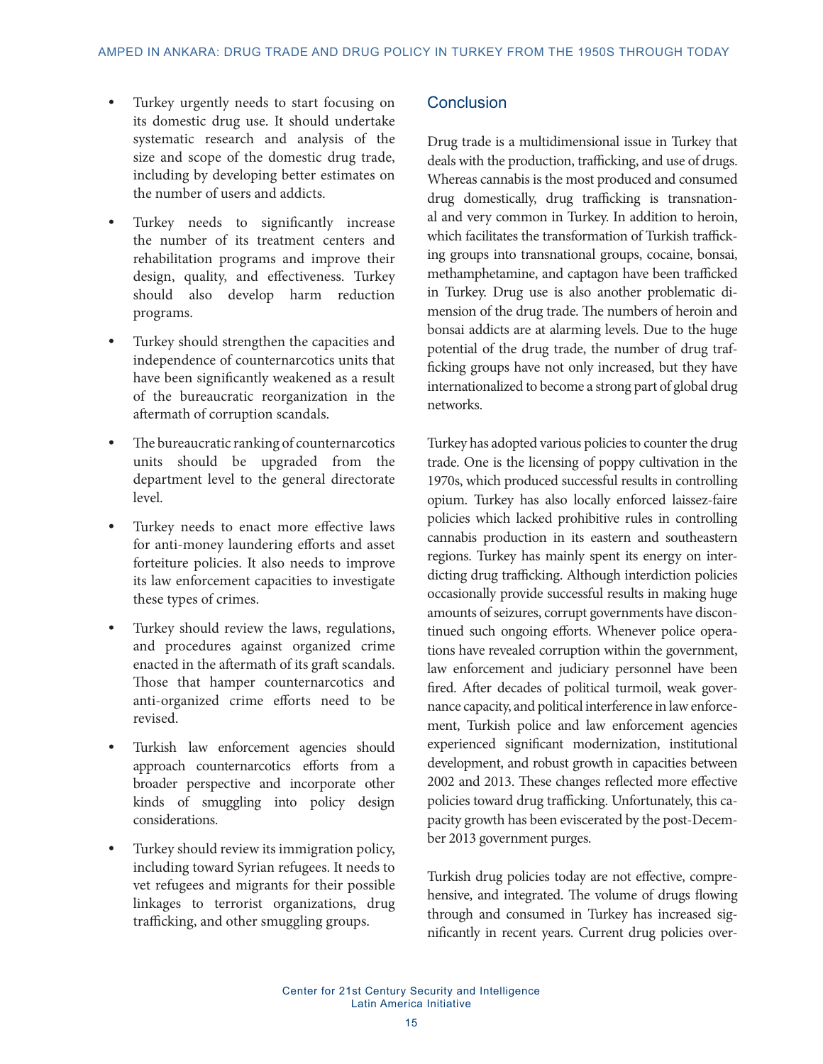- Turkey urgently needs to start focusing on its domestic drug use. It should undertake systematic research and analysis of the size and scope of the domestic drug trade, including by developing better estimates on the number of users and addicts.

- Turkey needs to significantly increase the number of its treatment centers and rehabilitation programs and improve their design, quality, and effectiveness. Turkey should also develop harm reduction programs.

- Turkey should strengthen the capacities and independence of counternarcotics units that have been significantly weakened as a result of the bureaucratic reorganization in the aftermath of corruption scandals.

- The bureaucratic ranking of counternarcotics units should be upgraded from the department level to the general directorate level.

- Turkey needs to enact more effective laws for anti-money laundering efforts and asset forteiture policies. It also needs to improve its law enforcement capacities to investigate these types of crimes.

- Turkey should review the laws, regulations, and procedures against organized crime enacted in the aftermath of its graft scandals. Those that hamper counternarcotics and anti-organized crime efforts need to be revised.

- Turkish law enforcement agencies should approach counternarcotics efforts from a broader perspective and incorporate other kinds of smuggling into policy design considerations.

- Turkey should review its immigration policy, including toward Syrian refugees. It needs to vet refugees and migrants for their possible linkages to terrorist organizations, drug trafficking, and other smuggling groups.

## Conclusion

Drug trade is a multidimensional issue in Turkey that deals with the production, trafficking, and use of drugs. Whereas cannabis is the most produced and consumed drug domestically, drug trafficking is transnational and very common in Turkey. In addition to heroin, which facilitates the transformation of Turkish trafficking groups into transnational groups, cocaine, bonsai, methamphetamine, and captagon have been trafficked in Turkey. Drug use is also another problematic dimension of the drug trade. The numbers of heroin and bonsai addicts are at alarming levels. Due to the huge potential of the drug trade, the number of drug trafficking groups have not only increased, but they have internationalized to become a strong part of global drug networks.

Turkey has adopted various policies to counter the drug trade. One is the licensing of poppy cultivation in the 1970s, which produced successful results in controlling opium. Turkey has also locally enforced laissez-faire policies which lacked prohibitive rules in controlling cannabis production in its eastern and southeastern regions. Turkey has mainly spent its energy on interdicting drug trafficking. Although interdiction policies occasionally provide successful results in making huge amounts of seizures, corrupt governments have discontinued such ongoing efforts. Whenever police operations have revealed corruption within the government, law enforcement and judiciary personnel have been fired. After decades of political turmoil, weak governance capacity, and political interference in law enforcement, Turkish police and law enforcement agencies experienced significant modernization, institutional development, and robust growth in capacities between 2002 and 2013. These changes reflected more effective policies toward drug trafficking. Unfortunately, this capacity growth has been eviscerated by the post-December 2013 government purges.

Turkish drug policies today are not effective, comprehensive, and integrated. The volume of drugs flowing through and consumed in Turkey has increased significantly in recent years. Current drug policies over-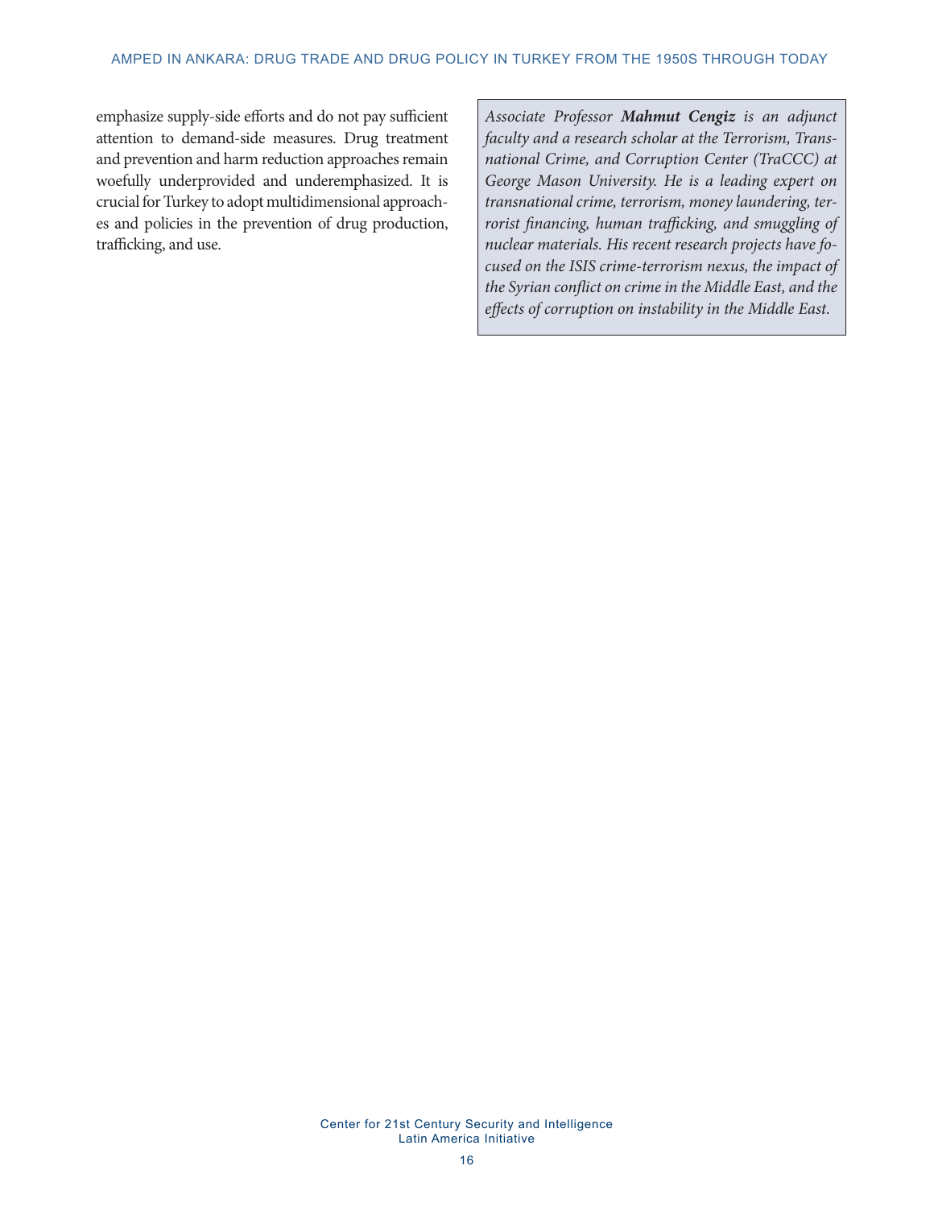emphasize supply-side efforts and do not pay sufficient attention to demand-side measures. Drug treatment and prevention and harm reduction approaches remain woefully underprovided and underemphasized. It is crucial for Turkey to adopt multidimensional approaches and policies in the prevention of drug production, trafficking, and use.

*Associate Professor **Mahmut Cengiz** is an adjunct faculty and a research scholar at the Terrorism, Transnational Crime, and Corruption Center (TraCCC) at George Mason University. He is a leading expert on transnational crime, terrorism, money laundering, terrorist financing, human trafficking, and smuggling of nuclear materials. His recent research projects have focused on the ISIS crime-terrorism nexus, the impact of the Syrian conflict on crime in the Middle East, and the effects of corruption on instability in the Middle East.*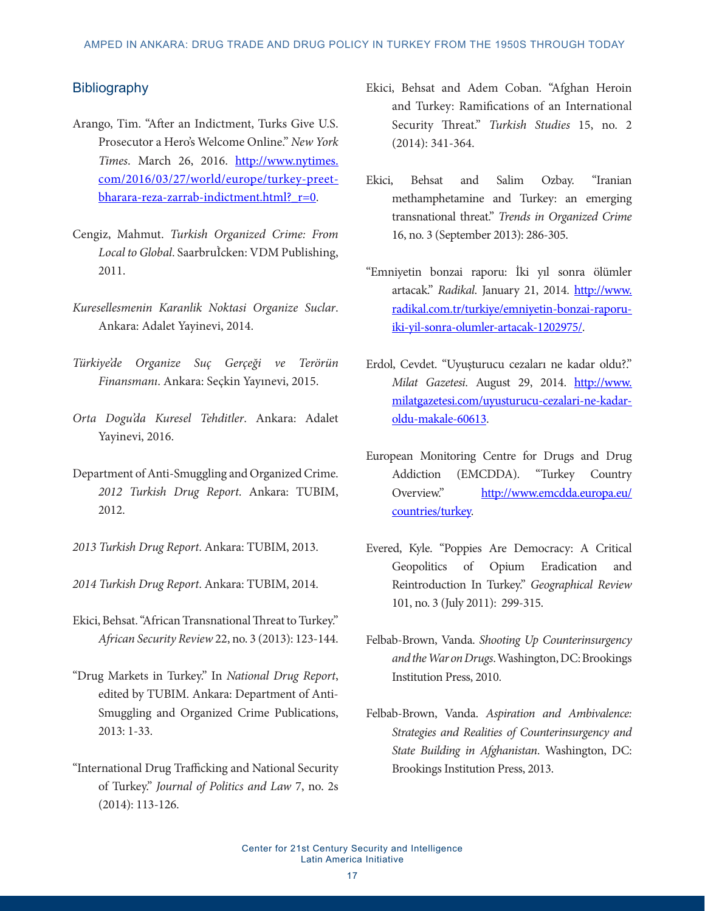## Bibliography

Arango, Tim. "After an Indictment, Turks Give U.S. Prosecutor a Hero's Welcome Online." *New York Times*. March 26, 2016. http://www.nytimes.com/2016/03/27/world/europe/turkey-preet-bharara-reza-zarrab-indictment.html?_r=0.

Cengiz, Mahmut. *Turkish Organized Crime: From Local to Global*. SaarbruIcken: VDM Publishing, 2011.

*Kuresellesmenin Karanlik Noktasi Organize Suclar*. Ankara: Adalet Yayinevi, 2014.

*Türkiye'de Organize Suç Gerçeği ve Terörün Finansmanı*. Ankara: Seçkin Yayınevi, 2015.

*Orta Doguda Kuresel Tehditler*. Ankara: Adalet Yayinevi, 2016.

Department of Anti-Smuggling and Organized Crime. *2012 Turkish Drug Report*. Ankara: TUBIM, 2012.

*2013 Turkish Drug Report*. Ankara: TUBIM, 2013.

*2014 Turkish Drug Report*. Ankara: TUBIM, 2014.

Ekici, Behsat. "African Transnational Threat to Turkey." *African Security Review* 22, no. 3 (2013): 123-144.

"Drug Markets in Turkey." In *National Drug Report*, edited by TUBIM. Ankara: Department of Anti-Smuggling and Organized Crime Publications, 2013: 1-33.

"International Drug Trafficking and National Security of Turkey." *Journal of Politics and Law* 7, no. 2s (2014): 113-126.

Ekici, Behsat and Adem Coban. "Afghan Heroin and Turkey: Ramifications of an International Security Threat." *Turkish Studies* 15, no. 2 (2014): 341-364.

Ekici, Behsat and Salim Ozbay. "Iranian methamphetamine and Turkey: an emerging transnational threat." *Trends in Organized Crime* 16, no. 3 (September 2013): 286-305.

"Emniyetin bonzai raporu: İki yıl sonra ölümler artacak." *Radikal*. January 21, 2014. http://www.radikal.com.tr/turkiye/emniyetin-bonzai-raporu-iki-yil-sonra-olumler-artacak-1202975/.

Erdol, Cevdet. "Uyuşturucu cezaları ne kadar oldu?." *Milat Gazetesi*. August 29, 2014. http://www.milatgazetesi.com/uyusturucu-cezalari-ne-kadar-oldu-makale-60613.

European Monitoring Centre for Drugs and Drug Addiction (EMCDDA). "Turkey Country Overview." http://www.emcdda.europa.eu/countries/turkey.

Evered, Kyle. "Poppies Are Democracy: A Critical Geopolitics of Opium Eradication and Reintroduction In Turkey." *Geographical Review* 101, no. 3 (July 2011): 299-315.

Felbab-Brown, Vanda. *Shooting Up Counterinsurgency and the War on Drugs*. Washington, DC: Brookings Institution Press, 2010.

Felbab-Brown, Vanda. *Aspiration and Ambivalence: Strategies and Realities of Counterinsurgency and State Building in Afghanistan*. Washington, DC: Brookings Institution Press, 2013.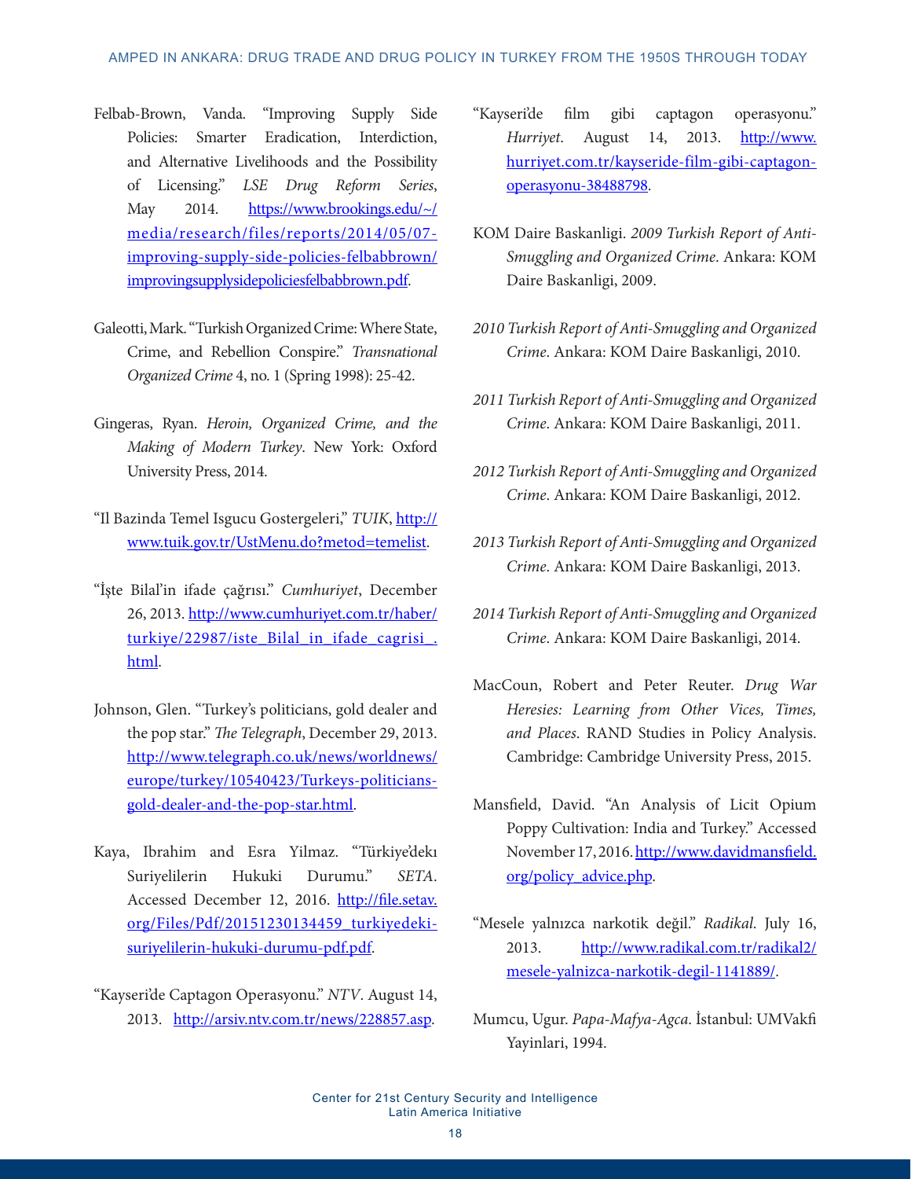Felbab-Brown, Vanda. "Improving Supply Side Policies: Smarter Eradication, Interdiction, and Alternative Livelihoods and the Possibility of Licensing." *LSE Drug Reform Series*, May 2014. https://www.brookings.edu/~/media/research/files/reports/2014/05/07-improving-supply-side-policies-felbabbrown/improvingsupplysidepoliciesfelbabbrown.pdf.

Galeotti, Mark. "Turkish Organized Crime: Where State, Crime, and Rebellion Conspire." *Transnational Organized Crime* 4, no. 1 (Spring 1998): 25-42.

Gingeras, Ryan. *Heroin, Organized Crime, and the Making of Modern Turkey*. New York: Oxford University Press, 2014.

"Il Bazinda Temel Isgucu Gostergeleri," *TUIK*, http://www.tuik.gov.tr/UstMenu.do?metod=temelist.

"İşte Bilal'in ifade çağrısı." *Cumhuriyet*, December 26, 2013. http://www.cumhuriyet.com.tr/haber/turkiye/22987/iste_Bilal_in_ifade_cagrisi_.html.

Johnson, Glen. "Turkey's politicians, gold dealer and the pop star." *The Telegraph*, December 29, 2013. http://www.telegraph.co.uk/news/worldnews/europe/turkey/10540423/Turkeys-politicians-gold-dealer-and-the-pop-star.html.

Kaya, Ibrahim and Esra Yilmaz. "Türkiye'dekı Suriyelilerin Hukuki Durumu." *SETA*. Accessed December 12, 2016. http://file.setav.org/Files/Pdf/20151230134459_turkiyedeki-suriyelilerin-hukuki-durumu-pdf.pdf.

"Kayseri'de Captagon Operasyonu." *NTV*. August 14, 2013. http://arsiv.ntv.com.tr/news/228857.asp.

"Kayseri'de film gibi captagon operasyonu." *Hurriyet*. August 14, 2013. http://www.hurriyet.com.tr/kayseride-film-gibi-captagon-operasyonu-38488798.

KOM Daire Baskanligi. *2009 Turkish Report of Anti-Smuggling and Organized Crime*. Ankara: KOM Daire Baskanligi, 2009.

*2010 Turkish Report of Anti-Smuggling and Organized Crime*. Ankara: KOM Daire Baskanligi, 2010.

*2011 Turkish Report of Anti-Smuggling and Organized Crime*. Ankara: KOM Daire Baskanligi, 2011.

*2012 Turkish Report of Anti-Smuggling and Organized Crime*. Ankara: KOM Daire Baskanligi, 2012.

*2013 Turkish Report of Anti-Smuggling and Organized Crime*. Ankara: KOM Daire Baskanligi, 2013.

*2014 Turkish Report of Anti-Smuggling and Organized Crime*. Ankara: KOM Daire Baskanligi, 2014.

MacCoun, Robert and Peter Reuter. *Drug War Heresies: Learning from Other Vices, Times, and Places*. RAND Studies in Policy Analysis. Cambridge: Cambridge University Press, 2015.

Mansfield, David. "An Analysis of Licit Opium Poppy Cultivation: India and Turkey." Accessed November 17, 2016. http://www.davidmansfield.org/policy_advice.php.

"Mesele yalnızca narkotik değil." *Radikal*. July 16, 2013. http://www.radikal.com.tr/radikal2/mesele-yalnizca-narkotik-degil-1141889/.

Mumcu, Ugur. *Papa-Mafya-Agca*. İstanbul: UMVakfi Yayinlari, 1994.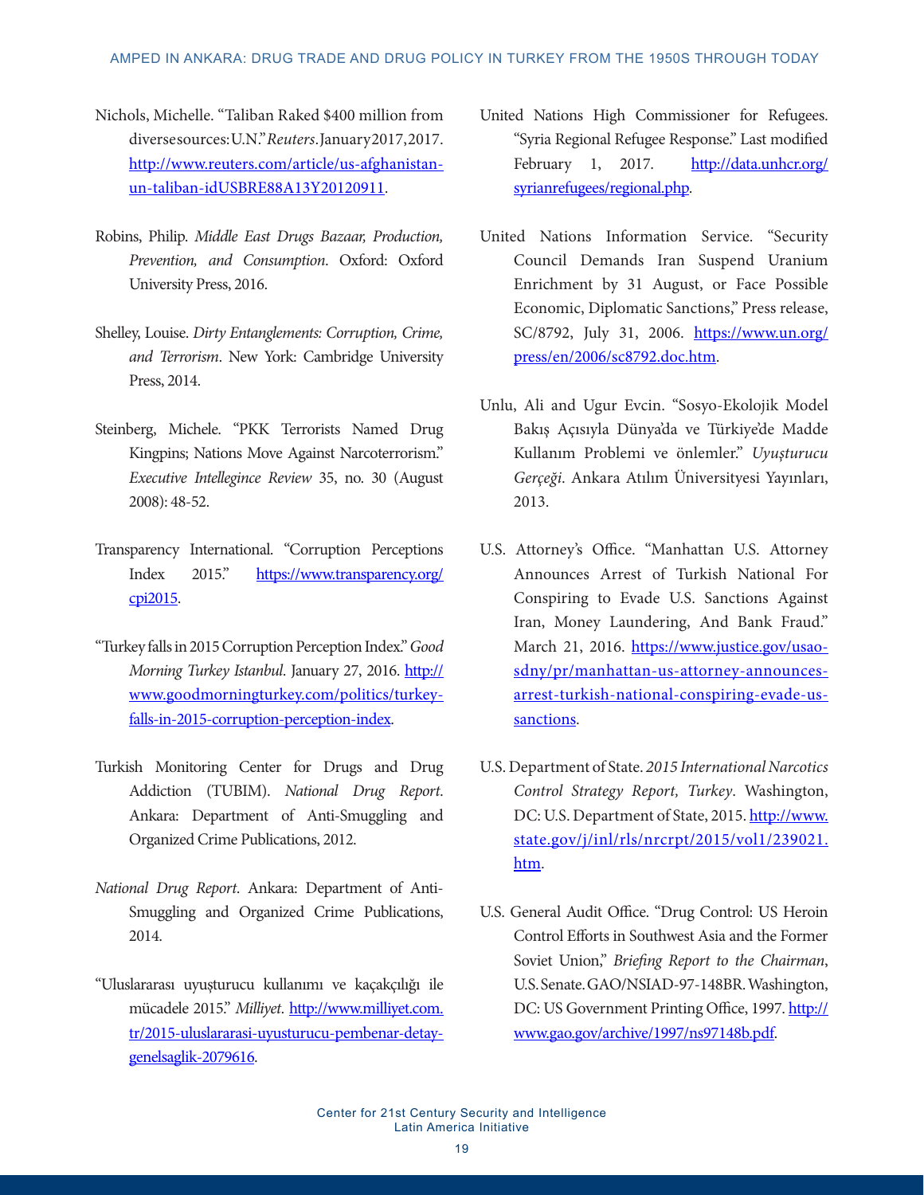Nichols, Michelle. "Taliban Raked $400 million from diversesources:U.N." *Reuters*. January2017, 2017. http://www.reuters.com/article/us-afghanistan-un-taliban-idUSBRE88A13Y20120911.

Robins, Philip. *Middle East Drugs Bazaar, Production, Prevention, and Consumption*. Oxford: Oxford University Press, 2016.

Shelley, Louise. *Dirty Entanglements: Corruption, Crime, and Terrorism*. New York: Cambridge University Press, 2014.

Steinberg, Michele. "PKK Terrorists Named Drug Kingpins; Nations Move Against Narcoterrorism." *Executive Intelligince Review* 35, no. 30 (August 2008): 48-52.

Transparency International. "Corruption Perceptions Index 2015." https://www.transparency.org/cpi2015.

"Turkey falls in 2015 Corruption Perception Index." *Good Morning Turkey Istanbul*. January 27, 2016. http://www.goodmorningturkey.com/politics/turkey-falls-in-2015-corruption-perception-index.

Turkish Monitoring Center for Drugs and Drug Addiction (TUBIM). *National Drug Report*. Ankara: Department of Anti-Smuggling and Organized Crime Publications, 2012.

*National Drug Report*. Ankara: Department of Anti-Smuggling and Organized Crime Publications, 2014.

"Uluslararası uyuşturucu kullanımı ve kaçakçılığı ile mücadele 2015." *Milliyet*. http://www.milliyet.com.tr/2015-uluslararasi-uyusturucu-pembenar-detay-genelsaglik-2079616.

United Nations High Commissioner for Refugees. "Syria Regional Refugee Response." Last modified February 1, 2017. http://data.unhcr.org/syrianrefugees/regional.php.

United Nations Information Service. "Security Council Demands Iran Suspend Uranium Enrichment by 31 August, or Face Possible Economic, Diplomatic Sanctions," Press release, SC/8792, July 31, 2006. https://www.un.org/press/en/2006/sc8792.doc.htm.

Unlu, Ali and Ugur Evcin. "Sosyo-Ekolojik Model Bakış Açısıyla Dünya'da ve Türkiye'de Madde Kullanım Problemi ve önlemler." *Uyuşturucu Gerçeği*. Ankara Atılım Üniversityesi Yayınları, 2013.

U.S. Attorney's Office. "Manhattan U.S. Attorney Announces Arrest of Turkish National For Conspiring to Evade U.S. Sanctions Against Iran, Money Laundering, And Bank Fraud." March 21, 2016. https://www.justice.gov/usao-sdny/pr/manhattan-us-attorney-announces-arrest-turkish-national-conspiring-evade-us-sanctions.

U.S. Department of State. *2015 International Narcotics Control Strategy Report, Turkey*. Washington, DC: U.S. Department of State, 2015. http://www.state.gov/j/inl/rls/nrcrpt/2015/vol1/239021.htm.

U.S. General Audit Office. "Drug Control: US Heroin Control Efforts in Southwest Asia and the Former Soviet Union," *Briefing Report to the Chairman*, U.S. Senate. GAO/NSIAD-97-148BR. Washington, DC: US Government Printing Office, 1997. http://www.gao.gov/archive/1997/ns97148b.pdf.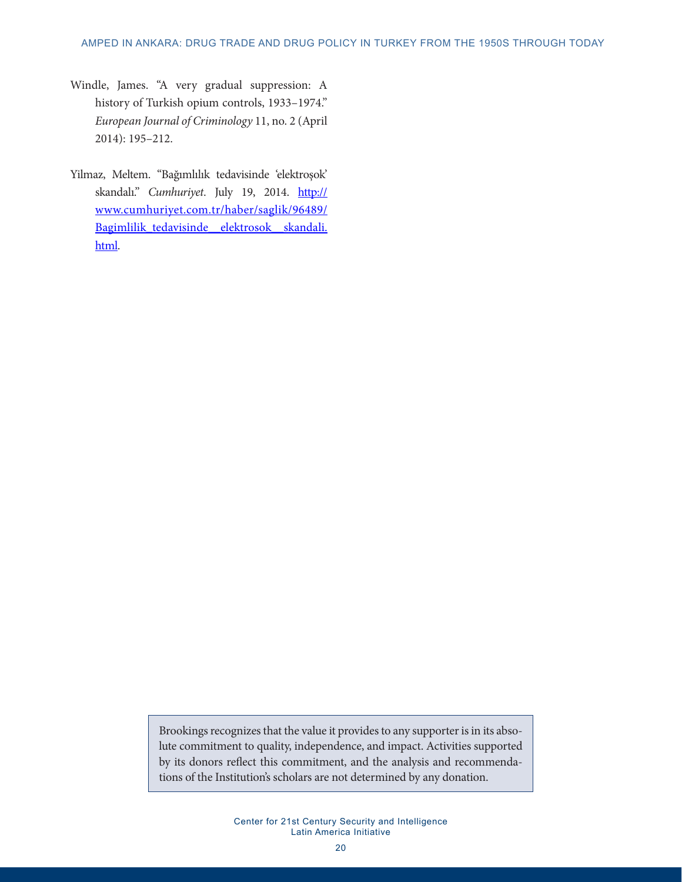Windle, James. "A very gradual suppression: A history of Turkish opium controls, 1933–1974." *European Journal of Criminology* 11, no. 2 (April 2014): 195–212.

Yilmaz, Meltem. "Bağımlılık tedavisinde 'elektroşok' skandalı." *Cumhuriyet*. July 19, 2014. http://www.cumhuriyet.com.tr/haber/saglik/96489/Bagimlilik_tedavisinde__elektrosok__skandali.html.

Brookings recognizes that the value it provides to any supporter is in its absolute commitment to quality, independence, and impact. Activities supported by its donors reflect this commitment, and the analysis and recommendations of the Institution's scholars are not determined by any donation.

Center for 21st Century Security and Intelligence
Latin America Initiative